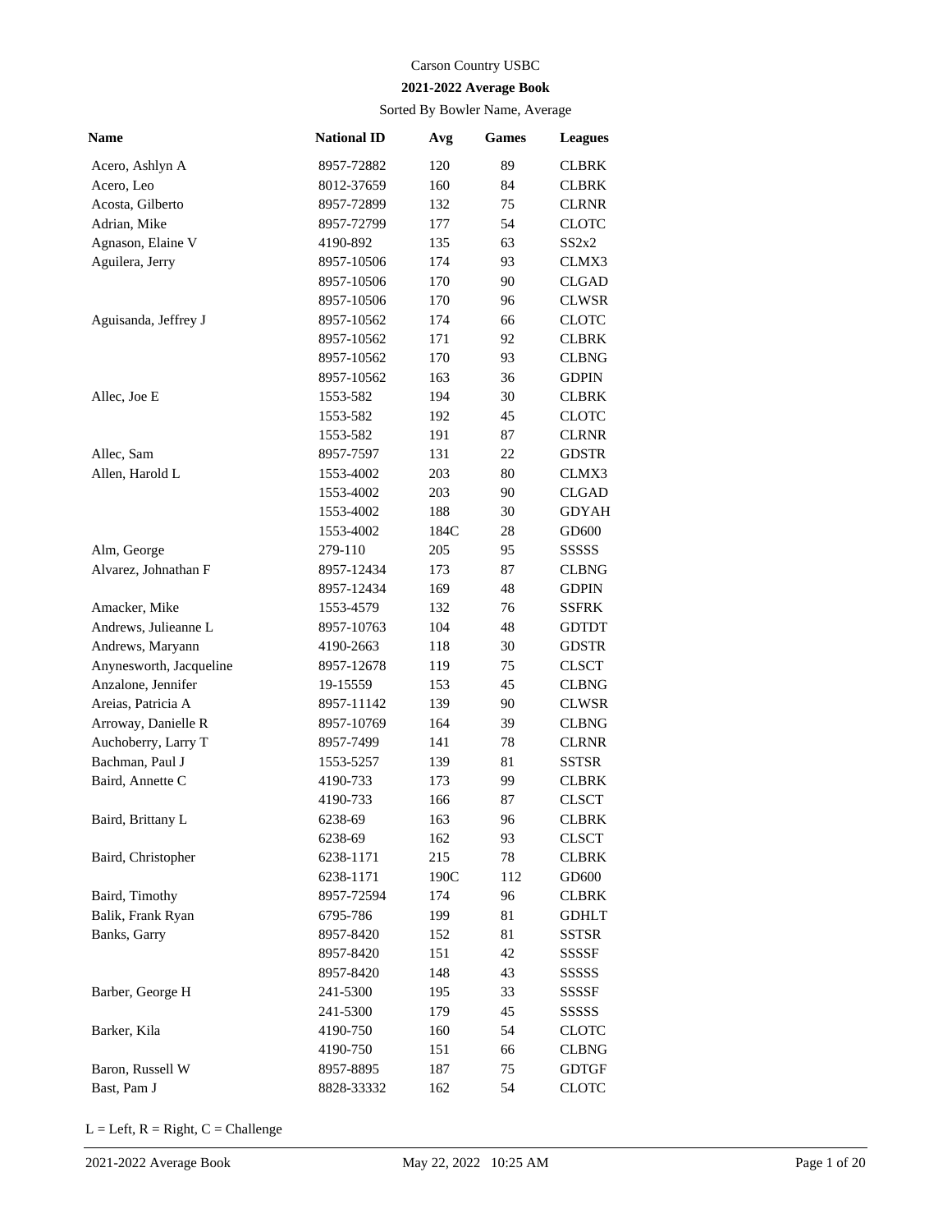Carson Country USBC

**2021-2022 Average Book**

Sorted By Bowler Name, Average

| Name | National ID | Avg | Games | Leagues |
|---|---|---|---|---|
| Acero, Ashlyn A | 8957-72882 | 120 | 89 | CLBRK |
| Acero, Leo | 8012-37659 | 160 | 84 | CLBRK |
| Acosta, Gilberto | 8957-72899 | 132 | 75 | CLRNR |
| Adrian, Mike | 8957-72799 | 177 | 54 | CLOTC |
| Agnason, Elaine V | 4190-892 | 135 | 63 | SS2x2 |
| Aguilera, Jerry | 8957-10506 | 174 | 93 | CLMX3 |
| | 8957-10506 | 170 | 90 | CLGAD |
| | 8957-10506 | 170 | 96 | CLWSR |
| Aguisanda, Jeffrey J | 8957-10562 | 174 | 66 | CLOTC |
| | 8957-10562 | 171 | 92 | CLBRK |
| | 8957-10562 | 170 | 93 | CLBNG |
| | 8957-10562 | 163 | 36 | GDPIN |
| Allec, Joe E | 1553-582 | 194 | 30 | CLBRK |
| | 1553-582 | 192 | 45 | CLOTC |
| | 1553-582 | 191 | 87 | CLRNR |
| Allec, Sam | 8957-7597 | 131 | 22 | GDSTR |
| Allen, Harold L | 1553-4002 | 203 | 80 | CLMX3 |
| | 1553-4002 | 203 | 90 | CLGAD |
| | 1553-4002 | 188 | 30 | GDYAH |
| | 1553-4002 | 184C | 28 | GD600 |
| Alm, George | 279-110 | 205 | 95 | SSSSS |
| Alvarez, Johnathan F | 8957-12434 | 173 | 87 | CLBNG |
| | 8957-12434 | 169 | 48 | GDPIN |
| Amacker, Mike | 1553-4579 | 132 | 76 | SSFRK |
| Andrews, Julieanne L | 8957-10763 | 104 | 48 | GDTDT |
| Andrews, Maryann | 4190-2663 | 118 | 30 | GDSTR |
| Anynesworth, Jacqueline | 8957-12678 | 119 | 75 | CLSCT |
| Anzalone, Jennifer | 19-15559 | 153 | 45 | CLBNG |
| Areias, Patricia A | 8957-11142 | 139 | 90 | CLWSR |
| Arroway, Danielle R | 8957-10769 | 164 | 39 | CLBNG |
| Auchoberry, Larry T | 8957-7499 | 141 | 78 | CLRNR |
| Bachman, Paul J | 1553-5257 | 139 | 81 | SSTSR |
| Baird, Annette C | 4190-733 | 173 | 99 | CLBRK |
| | 4190-733 | 166 | 87 | CLSCT |
| Baird, Brittany L | 6238-69 | 163 | 96 | CLBRK |
| | 6238-69 | 162 | 93 | CLSCT |
| Baird, Christopher | 6238-1171 | 215 | 78 | CLBRK |
| | 6238-1171 | 190C | 112 | GD600 |
| Baird, Timothy | 8957-72594 | 174 | 96 | CLBRK |
| Balik, Frank Ryan | 6795-786 | 199 | 81 | GDHLT |
| Banks, Garry | 8957-8420 | 152 | 81 | SSTSR |
| | 8957-8420 | 151 | 42 | SSSSF |
| | 8957-8420 | 148 | 43 | SSSSS |
| Barber, George H | 241-5300 | 195 | 33 | SSSSF |
| | 241-5300 | 179 | 45 | SSSSS |
| Barker, Kila | 4190-750 | 160 | 54 | CLOTC |
| | 4190-750 | 151 | 66 | CLBNG |
| Baron, Russell W | 8957-8895 | 187 | 75 | GDTGF |
| Bast, Pam J | 8828-33332 | 162 | 54 | CLOTC |

L = Left, R = Right, C = Challenge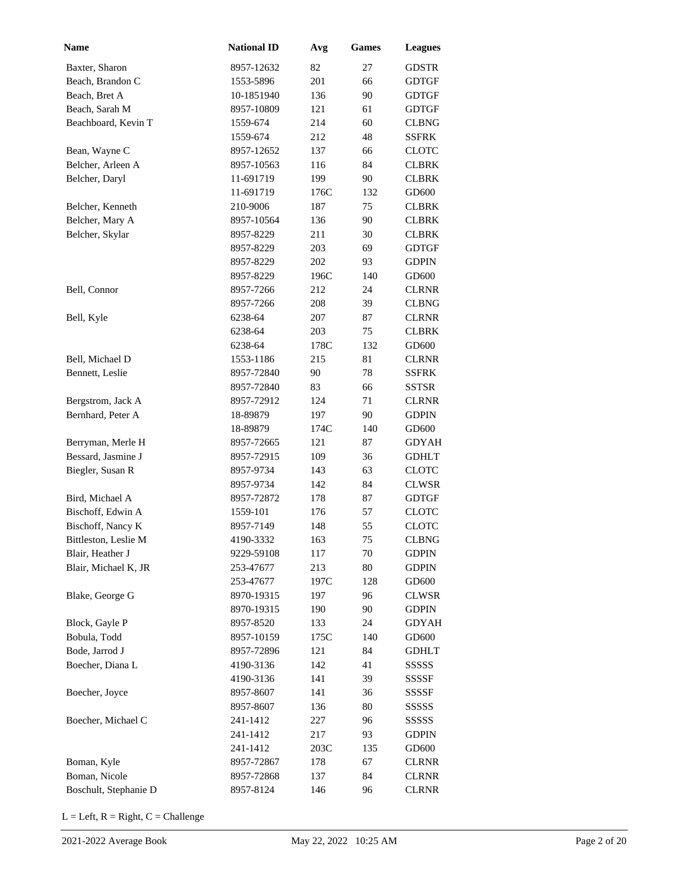| Name | National ID | Avg | Games | Leagues |
|---|---|---|---|---|
| Baxter, Sharon | 8957-12632 | 82 | 27 | GDSTR |
| Beach, Brandon C | 1553-5896 | 201 | 66 | GDTGF |
| Beach, Bret A | 10-1851940 | 136 | 90 | GDTGF |
| Beach, Sarah M | 8957-10809 | 121 | 61 | GDTGF |
| Beachboard, Kevin T | 1559-674 | 214 | 60 | CLBNG |
| | 1559-674 | 212 | 48 | SSFRK |
| Bean, Wayne C | 8957-12652 | 137 | 66 | CLOTC |
| Belcher, Arleen A | 8957-10563 | 116 | 84 | CLBRK |
| Belcher, Daryl | 11-691719 | 199 | 90 | CLBRK |
| | 11-691719 | 176C | 132 | GD600 |
| Belcher, Kenneth | 210-9006 | 187 | 75 | CLBRK |
| Belcher, Mary A | 8957-10564 | 136 | 90 | CLBRK |
| Belcher, Skylar | 8957-8229 | 211 | 30 | CLBRK |
| | 8957-8229 | 203 | 69 | GDTGF |
| | 8957-8229 | 202 | 93 | GDPIN |
| | 8957-8229 | 196C | 140 | GD600 |
| Bell, Connor | 8957-7266 | 212 | 24 | CLRNR |
| | 8957-7266 | 208 | 39 | CLBNG |
| Bell, Kyle | 6238-64 | 207 | 87 | CLRNR |
| | 6238-64 | 203 | 75 | CLBRK |
| | 6238-64 | 178C | 132 | GD600 |
| Bell, Michael D | 1553-1186 | 215 | 81 | CLRNR |
| Bennett, Leslie | 8957-72840 | 90 | 78 | SSFRK |
| | 8957-72840 | 83 | 66 | SSTSR |
| Bergstrom, Jack A | 8957-72912 | 124 | 71 | CLRNR |
| Bernhard, Peter A | 18-89879 | 197 | 90 | GDPIN |
| | 18-89879 | 174C | 140 | GD600 |
| Berryman, Merle H | 8957-72665 | 121 | 87 | GDYAH |
| Bessard, Jasmine J | 8957-72915 | 109 | 36 | GDHLT |
| Biegler, Susan R | 8957-9734 | 143 | 63 | CLOTC |
| | 8957-9734 | 142 | 84 | CLWSR |
| Bird, Michael A | 8957-72872 | 178 | 87 | GDTGF |
| Bischoff, Edwin A | 1559-101 | 176 | 57 | CLOTC |
| Bischoff, Nancy K | 8957-7149 | 148 | 55 | CLOTC |
| Bittleston, Leslie M | 4190-3332 | 163 | 75 | CLBNG |
| Blair, Heather J | 9229-59108 | 117 | 70 | GDPIN |
| Blair, Michael K, JR | 253-47677 | 213 | 80 | GDPIN |
| | 253-47677 | 197C | 128 | GD600 |
| Blake, George G | 8970-19315 | 197 | 96 | CLWSR |
| | 8970-19315 | 190 | 90 | GDPIN |
| Block, Gayle P | 8957-8520 | 133 | 24 | GDYAH |
| Bobula, Todd | 8957-10159 | 175C | 140 | GD600 |
| Bode, Jarrod J | 8957-72896 | 121 | 84 | GDHLT |
| Boecher, Diana L | 4190-3136 | 142 | 41 | SSSSS |
| | 4190-3136 | 141 | 39 | SSSSF |
| Boecher, Joyce | 8957-8607 | 141 | 36 | SSSSF |
| | 8957-8607 | 136 | 80 | SSSSS |
| Boecher, Michael C | 241-1412 | 227 | 96 | SSSSS |
| | 241-1412 | 217 | 93 | GDPIN |
| | 241-1412 | 203C | 135 | GD600 |
| Boman, Kyle | 8957-72867 | 178 | 67 | CLRNR |
| Boman, Nicole | 8957-72868 | 137 | 84 | CLRNR |
| Boschult, Stephanie D | 8957-8124 | 146 | 96 | CLRNR |

L = Left, R = Right, C = Challenge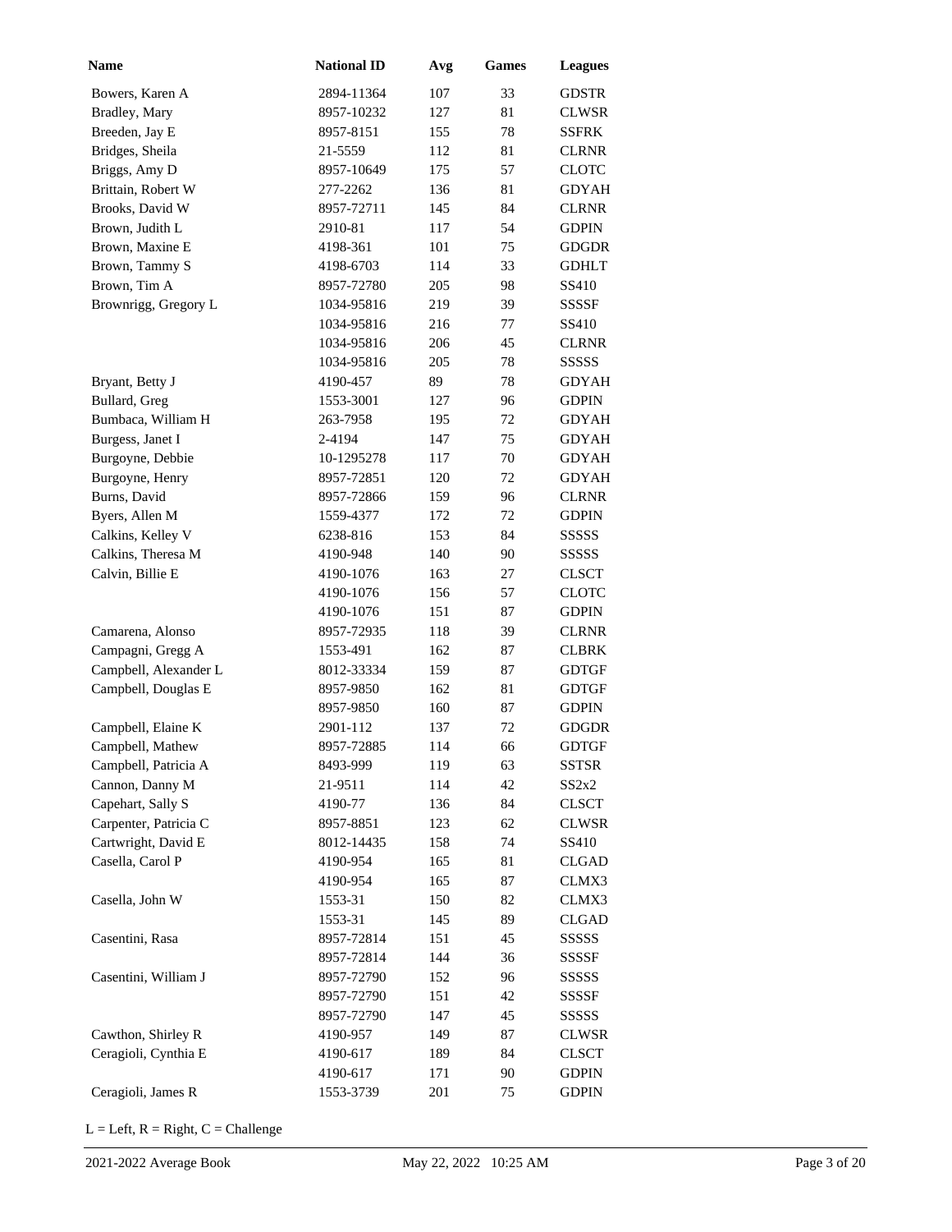| Name | National ID | Avg | Games | Leagues |
|---|---|---|---|---|
| Bowers, Karen A | 2894-11364 | 107 | 33 | GDSTR |
| Bradley, Mary | 8957-10232 | 127 | 81 | CLWSR |
| Breeden, Jay E | 8957-8151 | 155 | 78 | SSFRK |
| Bridges, Sheila | 21-5559 | 112 | 81 | CLRNR |
| Briggs, Amy D | 8957-10649 | 175 | 57 | CLOTC |
| Brittain, Robert W | 277-2262 | 136 | 81 | GDYAH |
| Brooks, David W | 8957-72711 | 145 | 84 | CLRNR |
| Brown, Judith L | 2910-81 | 117 | 54 | GDPIN |
| Brown, Maxine E | 4198-361 | 101 | 75 | GDGDR |
| Brown, Tammy S | 4198-6703 | 114 | 33 | GDHLT |
| Brown, Tim A | 8957-72780 | 205 | 98 | SS410 |
| Brownrigg, Gregory L | 1034-95816 | 219 | 39 | SSSSF |
| | 1034-95816 | 216 | 77 | SS410 |
| | 1034-95816 | 206 | 45 | CLRNR |
| | 1034-95816 | 205 | 78 | SSSSS |
| Bryant, Betty J | 4190-457 | 89 | 78 | GDYAH |
| Bullard, Greg | 1553-3001 | 127 | 96 | GDPIN |
| Bumbaca, William H | 263-7958 | 195 | 72 | GDYAH |
| Burgess, Janet I | 2-4194 | 147 | 75 | GDYAH |
| Burgoyne, Debbie | 10-1295278 | 117 | 70 | GDYAH |
| Burgoyne, Henry | 8957-72851 | 120 | 72 | GDYAH |
| Burns, David | 8957-72866 | 159 | 96 | CLRNR |
| Byers, Allen M | 1559-4377 | 172 | 72 | GDPIN |
| Calkins, Kelley V | 6238-816 | 153 | 84 | SSSSS |
| Calkins, Theresa M | 4190-948 | 140 | 90 | SSSSS |
| Calvin, Billie E | 4190-1076 | 163 | 27 | CLSCT |
| | 4190-1076 | 156 | 57 | CLOTC |
| | 4190-1076 | 151 | 87 | GDPIN |
| Camarena, Alonso | 8957-72935 | 118 | 39 | CLRNR |
| Campagni, Gregg A | 1553-491 | 162 | 87 | CLBRK |
| Campbell, Alexander L | 8012-33334 | 159 | 87 | GDTGF |
| Campbell, Douglas E | 8957-9850 | 162 | 81 | GDTGF |
| | 8957-9850 | 160 | 87 | GDPIN |
| Campbell, Elaine K | 2901-112 | 137 | 72 | GDGDR |
| Campbell, Mathew | 8957-72885 | 114 | 66 | GDTGF |
| Campbell, Patricia A | 8493-999 | 119 | 63 | SSTSR |
| Cannon, Danny M | 21-9511 | 114 | 42 | SS2x2 |
| Capehart, Sally S | 4190-77 | 136 | 84 | CLSCT |
| Carpenter, Patricia C | 8957-8851 | 123 | 62 | CLWSR |
| Cartwright, David E | 8012-14435 | 158 | 74 | SS410 |
| Casella, Carol P | 4190-954 | 165 | 81 | CLGAD |
| | 4190-954 | 165 | 87 | CLMX3 |
| Casella, John W | 1553-31 | 150 | 82 | CLMX3 |
| | 1553-31 | 145 | 89 | CLGAD |
| Casentini, Rasa | 8957-72814 | 151 | 45 | SSSSS |
| | 8957-72814 | 144 | 36 | SSSSF |
| Casentini, William J | 8957-72790 | 152 | 96 | SSSSS |
| | 8957-72790 | 151 | 42 | SSSSF |
| | 8957-72790 | 147 | 45 | SSSSS |
| Cawthon, Shirley R | 4190-957 | 149 | 87 | CLWSR |
| Ceragioli, Cynthia E | 4190-617 | 189 | 84 | CLSCT |
| | 4190-617 | 171 | 90 | GDPIN |
| Ceragioli, James R | 1553-3739 | 201 | 75 | GDPIN |

L = Left, R = Right, C = Challenge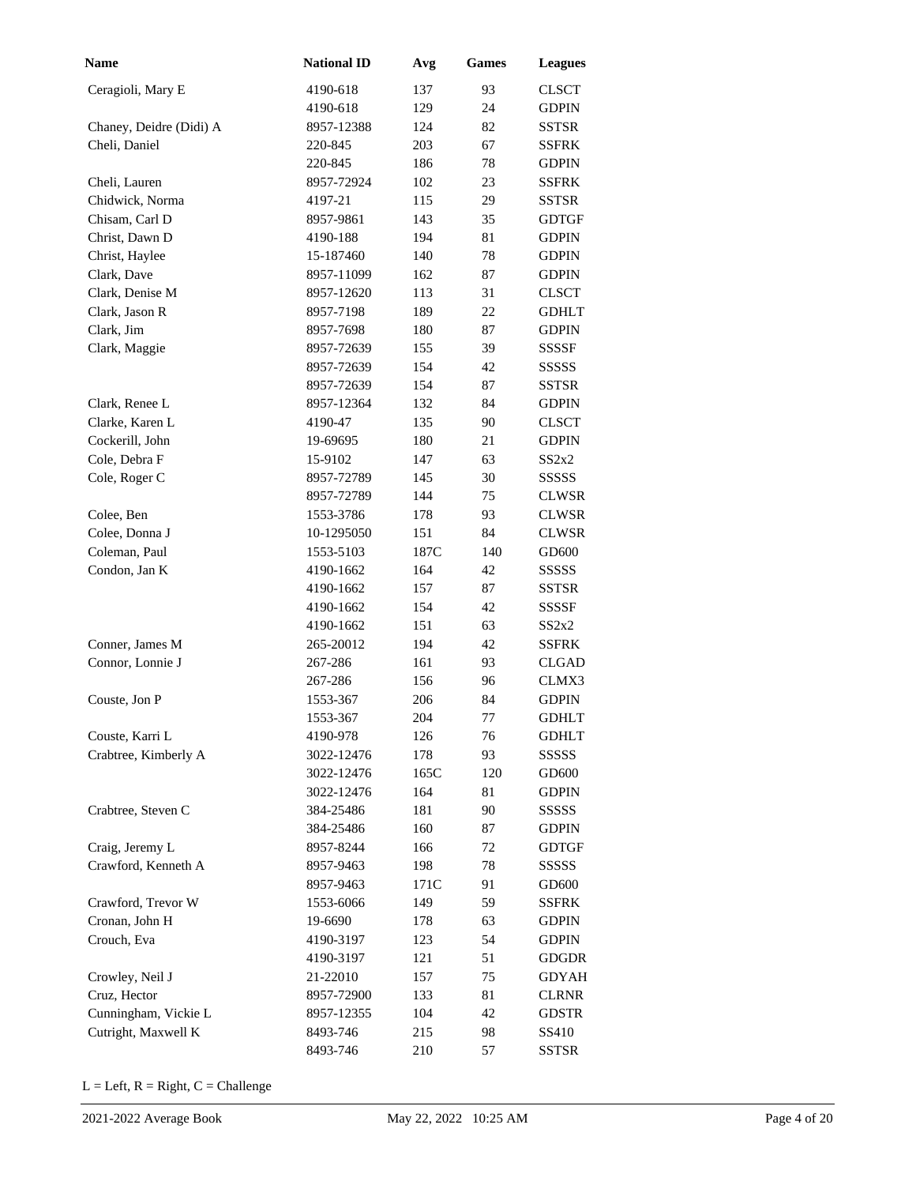| Name | National ID | Avg | Games | Leagues |
|---|---|---|---|---|
| Ceragioli, Mary E | 4190-618 | 137 | 93 | CLSCT |
| | 4190-618 | 129 | 24 | GDPIN |
| Chaney, Deidre (Didi) A | 8957-12388 | 124 | 82 | SSTSR |
| Cheli, Daniel | 220-845 | 203 | 67 | SSFRK |
| | 220-845 | 186 | 78 | GDPIN |
| Cheli, Lauren | 8957-72924 | 102 | 23 | SSFRK |
| Chidwick, Norma | 4197-21 | 115 | 29 | SSTSR |
| Chisam, Carl D | 8957-9861 | 143 | 35 | GDTGF |
| Christ, Dawn D | 4190-188 | 194 | 81 | GDPIN |
| Christ, Haylee | 15-187460 | 140 | 78 | GDPIN |
| Clark, Dave | 8957-11099 | 162 | 87 | GDPIN |
| Clark, Denise M | 8957-12620 | 113 | 31 | CLSCT |
| Clark, Jason R | 8957-7198 | 189 | 22 | GDHLT |
| Clark, Jim | 8957-7698 | 180 | 87 | GDPIN |
| Clark, Maggie | 8957-72639 | 155 | 39 | SSSSF |
| | 8957-72639 | 154 | 42 | SSSSS |
| | 8957-72639 | 154 | 87 | SSTSR |
| Clark, Renee L | 8957-12364 | 132 | 84 | GDPIN |
| Clarke, Karen L | 4190-47 | 135 | 90 | CLSCT |
| Cockerill, John | 19-69695 | 180 | 21 | GDPIN |
| Cole, Debra F | 15-9102 | 147 | 63 | SS2x2 |
| Cole, Roger C | 8957-72789 | 145 | 30 | SSSSS |
| | 8957-72789 | 144 | 75 | CLWSR |
| Colee, Ben | 1553-3786 | 178 | 93 | CLWSR |
| Colee, Donna J | 10-1295050 | 151 | 84 | CLWSR |
| Coleman, Paul | 1553-5103 | 187C | 140 | GD600 |
| Condon, Jan K | 4190-1662 | 164 | 42 | SSSSS |
| | 4190-1662 | 157 | 87 | SSTSR |
| | 4190-1662 | 154 | 42 | SSSSF |
| | 4190-1662 | 151 | 63 | SS2x2 |
| Conner, James M | 265-20012 | 194 | 42 | SSFRK |
| Connor, Lonnie J | 267-286 | 161 | 93 | CLGAD |
| | 267-286 | 156 | 96 | CLMX3 |
| Couste, Jon P | 1553-367 | 206 | 84 | GDPIN |
| | 1553-367 | 204 | 77 | GDHLT |
| Couste, Karri L | 4190-978 | 126 | 76 | GDHLT |
| Crabtree, Kimberly A | 3022-12476 | 178 | 93 | SSSSS |
| | 3022-12476 | 165C | 120 | GD600 |
| | 3022-12476 | 164 | 81 | GDPIN |
| Crabtree, Steven C | 384-25486 | 181 | 90 | SSSSS |
| | 384-25486 | 160 | 87 | GDPIN |
| Craig, Jeremy L | 8957-8244 | 166 | 72 | GDTGF |
| Crawford, Kenneth A | 8957-9463 | 198 | 78 | SSSSS |
| | 8957-9463 | 171C | 91 | GD600 |
| Crawford, Trevor W | 1553-6066 | 149 | 59 | SSFRK |
| Cronan, John H | 19-6690 | 178 | 63 | GDPIN |
| Crouch, Eva | 4190-3197 | 123 | 54 | GDPIN |
| | 4190-3197 | 121 | 51 | GDGDR |
| Crowley, Neil J | 21-22010 | 157 | 75 | GDYAH |
| Cruz, Hector | 8957-72900 | 133 | 81 | CLRNR |
| Cunningham, Vickie L | 8957-12355 | 104 | 42 | GDSTR |
| Cutright, Maxwell K | 8493-746 | 215 | 98 | SS410 |
| | 8493-746 | 210 | 57 | SSTSR |

L = Left, R = Right, C = Challenge

2021-2022 Average Book May 22, 2022 10:25 AM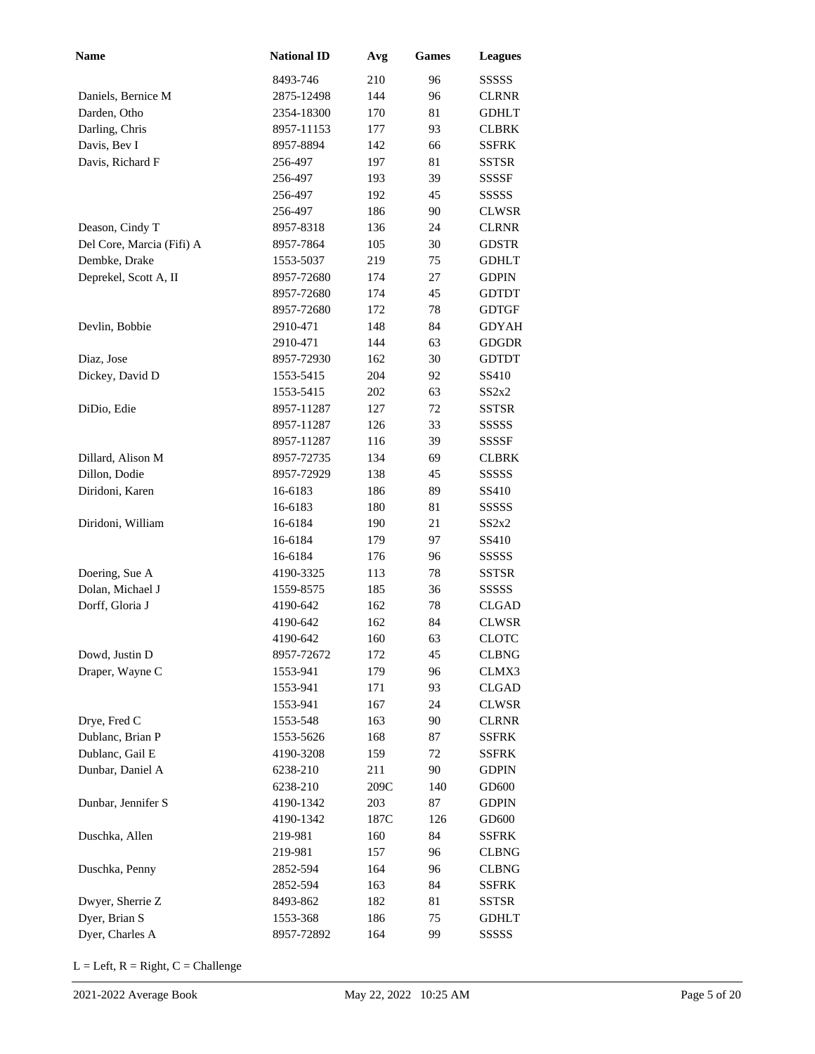| Name | National ID | Avg | Games | Leagues |
|---|---|---|---|---|
| | 8493-746 | 210 | 96 | SSSSS |
| Daniels, Bernice M | 2875-12498 | 144 | 96 | CLRNR |
| Darden, Otho | 2354-18300 | 170 | 81 | GDHLT |
| Darling, Chris | 8957-11153 | 177 | 93 | CLBRK |
| Davis, Bev I | 8957-8894 | 142 | 66 | SSFRK |
| Davis, Richard F | 256-497 | 197 | 81 | SSTSR |
| | 256-497 | 193 | 39 | SSSSF |
| | 256-497 | 192 | 45 | SSSSS |
| | 256-497 | 186 | 90 | CLWSR |
| Deason, Cindy T | 8957-8318 | 136 | 24 | CLRNR |
| Del Core, Marcia (Fifi) A | 8957-7864 | 105 | 30 | GDSTR |
| Dembke, Drake | 1553-5037 | 219 | 75 | GDHLT |
| Deprekel, Scott A, II | 8957-72680 | 174 | 27 | GDPIN |
| | 8957-72680 | 174 | 45 | GDTDT |
| | 8957-72680 | 172 | 78 | GDTGF |
| Devlin, Bobbie | 2910-471 | 148 | 84 | GDYAH |
| | 2910-471 | 144 | 63 | GDGDR |
| Diaz, Jose | 8957-72930 | 162 | 30 | GDTDT |
| Dickey, David D | 1553-5415 | 204 | 92 | SS410 |
| | 1553-5415 | 202 | 63 | SS2x2 |
| DiDio, Edie | 8957-11287 | 127 | 72 | SSTSR |
| | 8957-11287 | 126 | 33 | SSSSS |
| | 8957-11287 | 116 | 39 | SSSSF |
| Dillard, Alison M | 8957-72735 | 134 | 69 | CLBRK |
| Dillon, Dodie | 8957-72929 | 138 | 45 | SSSSS |
| Diridoni, Karen | 16-6183 | 186 | 89 | SS410 |
| | 16-6183 | 180 | 81 | SSSSS |
| Diridoni, William | 16-6184 | 190 | 21 | SS2x2 |
| | 16-6184 | 179 | 97 | SS410 |
| | 16-6184 | 176 | 96 | SSSSS |
| Doering, Sue A | 4190-3325 | 113 | 78 | SSTSR |
| Dolan, Michael J | 1559-8575 | 185 | 36 | SSSSS |
| Dorff, Gloria J | 4190-642 | 162 | 78 | CLGAD |
| | 4190-642 | 162 | 84 | CLWSR |
| | 4190-642 | 160 | 63 | CLOTC |
| Dowd, Justin D | 8957-72672 | 172 | 45 | CLBNG |
| Draper, Wayne C | 1553-941 | 179 | 96 | CLMX3 |
| | 1553-941 | 171 | 93 | CLGAD |
| | 1553-941 | 167 | 24 | CLWSR |
| Drye, Fred C | 1553-548 | 163 | 90 | CLRNR |
| Dublanc, Brian P | 1553-5626 | 168 | 87 | SSFRK |
| Dublanc, Gail E | 4190-3208 | 159 | 72 | SSFRK |
| Dunbar, Daniel A | 6238-210 | 211 | 90 | GDPIN |
| | 6238-210 | 209C | 140 | GD600 |
| Dunbar, Jennifer S | 4190-1342 | 203 | 87 | GDPIN |
| | 4190-1342 | 187C | 126 | GD600 |
| Duschka, Allen | 219-981 | 160 | 84 | SSFRK |
| | 219-981 | 157 | 96 | CLBNG |
| Duschka, Penny | 2852-594 | 164 | 96 | CLBNG |
| | 2852-594 | 163 | 84 | SSFRK |
| Dwyer, Sherrie Z | 8493-862 | 182 | 81 | SSTSR |
| Dyer, Brian S | 1553-368 | 186 | 75 | GDHLT |
| Dyer, Charles A | 8957-72892 | 164 | 99 | SSSSS |

L = Left, R = Right, C = Challenge

2021-2022 Average Book May 22, 2022 10:25 AM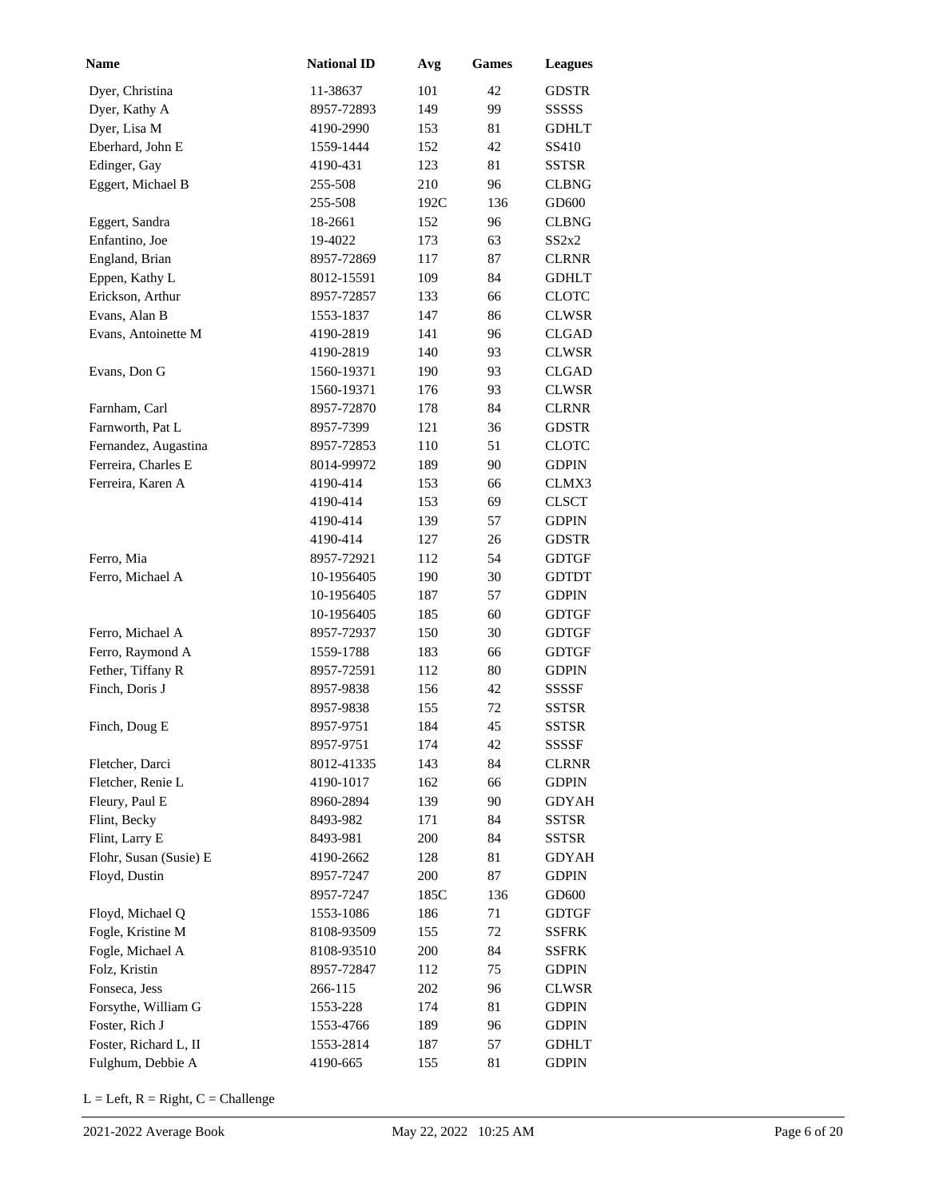| Name | National ID | Avg | Games | Leagues |
|---|---|---|---|---|
| Dyer, Christina | 11-38637 | 101 | 42 | GDSTR |
| Dyer, Kathy A | 8957-72893 | 149 | 99 | SSSSS |
| Dyer, Lisa M | 4190-2990 | 153 | 81 | GDHLT |
| Eberhard, John E | 1559-1444 | 152 | 42 | SS410 |
| Edinger, Gay | 4190-431 | 123 | 81 | SSTSR |
| Eggert, Michael B | 255-508 | 210 | 96 | CLBNG |
| | 255-508 | 192C | 136 | GD600 |
| Eggert, Sandra | 18-2661 | 152 | 96 | CLBNG |
| Enfantino, Joe | 19-4022 | 173 | 63 | SS2x2 |
| England, Brian | 8957-72869 | 117 | 87 | CLRNR |
| Eppen, Kathy L | 8012-15591 | 109 | 84 | GDHLT |
| Erickson, Arthur | 8957-72857 | 133 | 66 | CLOTC |
| Evans, Alan B | 1553-1837 | 147 | 86 | CLWSR |
| Evans, Antoinette M | 4190-2819 | 141 | 96 | CLGAD |
| | 4190-2819 | 140 | 93 | CLWSR |
| Evans, Don G | 1560-19371 | 190 | 93 | CLGAD |
| | 1560-19371 | 176 | 93 | CLWSR |
| Farnham, Carl | 8957-72870 | 178 | 84 | CLRNR |
| Farnworth, Pat L | 8957-7399 | 121 | 36 | GDSTR |
| Fernandez, Augastina | 8957-72853 | 110 | 51 | CLOTC |
| Ferreira, Charles E | 8014-99972 | 189 | 90 | GDPIN |
| Ferreira, Karen A | 4190-414 | 153 | 66 | CLMX3 |
| | 4190-414 | 153 | 69 | CLSCT |
| | 4190-414 | 139 | 57 | GDPIN |
| | 4190-414 | 127 | 26 | GDSTR |
| Ferro, Mia | 8957-72921 | 112 | 54 | GDTGF |
| Ferro, Michael A | 10-1956405 | 190 | 30 | GDTDT |
| | 10-1956405 | 187 | 57 | GDPIN |
| | 10-1956405 | 185 | 60 | GDTGF |
| Ferro, Michael A | 8957-72937 | 150 | 30 | GDTGF |
| Ferro, Raymond A | 1559-1788 | 183 | 66 | GDTGF |
| Fether, Tiffany R | 8957-72591 | 112 | 80 | GDPIN |
| Finch, Doris J | 8957-9838 | 156 | 42 | SSSSF |
| | 8957-9838 | 155 | 72 | SSTSR |
| Finch, Doug E | 8957-9751 | 184 | 45 | SSTSR |
| | 8957-9751 | 174 | 42 | SSSSF |
| Fletcher, Darci | 8012-41335 | 143 | 84 | CLRNR |
| Fletcher, Renie L | 4190-1017 | 162 | 66 | GDPIN |
| Fleury, Paul E | 8960-2894 | 139 | 90 | GDYAH |
| Flint, Becky | 8493-982 | 171 | 84 | SSTSR |
| Flint, Larry E | 8493-981 | 200 | 84 | SSTSR |
| Flohr, Susan (Susie) E | 4190-2662 | 128 | 81 | GDYAH |
| Floyd, Dustin | 8957-7247 | 200 | 87 | GDPIN |
| | 8957-7247 | 185C | 136 | GD600 |
| Floyd, Michael Q | 1553-1086 | 186 | 71 | GDTGF |
| Fogle, Kristine M | 8108-93509 | 155 | 72 | SSFRK |
| Fogle, Michael A | 8108-93510 | 200 | 84 | SSFRK |
| Folz, Kristin | 8957-72847 | 112 | 75 | GDPIN |
| Fonseca, Jess | 266-115 | 202 | 96 | CLWSR |
| Forsythe, William G | 1553-228 | 174 | 81 | GDPIN |
| Foster, Rich J | 1553-4766 | 189 | 96 | GDPIN |
| Foster, Richard L, II | 1553-2814 | 187 | 57 | GDHLT |
| Fulghum, Debbie A | 4190-665 | 155 | 81 | GDPIN |

L = Left, R = Right, C = Challenge

2021-2022 Average Book    May 22, 2022 10:25 AM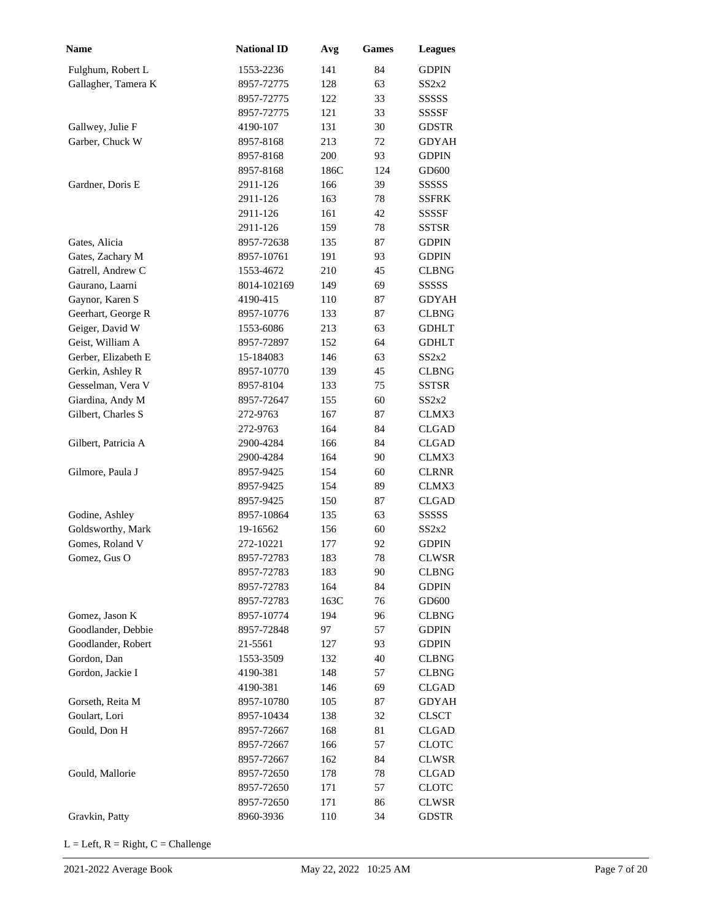| Name | National ID | Avg | Games | Leagues |
| --- | --- | --- | --- | --- |
| Fulghum, Robert L | 1553-2236 | 141 | 84 | GDPIN |
| Gallagher, Tamera K | 8957-72775 | 128 | 63 | SS2x2 |
| | 8957-72775 | 122 | 33 | SSSSS |
| | 8957-72775 | 121 | 33 | SSSSF |
| Gallwey, Julie F | 4190-107 | 131 | 30 | GDSTR |
| Garber, Chuck W | 8957-8168 | 213 | 72 | GDYAH |
| | 8957-8168 | 200 | 93 | GDPIN |
| | 8957-8168 | 186C | 124 | GD600 |
| Gardner, Doris E | 2911-126 | 166 | 39 | SSSSS |
| | 2911-126 | 163 | 78 | SSFRK |
| | 2911-126 | 161 | 42 | SSSSF |
| | 2911-126 | 159 | 78 | SSTSR |
| Gates, Alicia | 8957-72638 | 135 | 87 | GDPIN |
| Gates, Zachary M | 8957-10761 | 191 | 93 | GDPIN |
| Gatrell, Andrew C | 1553-4672 | 210 | 45 | CLBNG |
| Gaurano, Laarni | 8014-102169 | 149 | 69 | SSSSS |
| Gaynor, Karen S | 4190-415 | 110 | 87 | GDYAH |
| Geerhart, George R | 8957-10776 | 133 | 87 | CLBNG |
| Geiger, David W | 1553-6086 | 213 | 63 | GDHLT |
| Geist, William A | 8957-72897 | 152 | 64 | GDHLT |
| Gerber, Elizabeth E | 15-184083 | 146 | 63 | SS2x2 |
| Gerkin, Ashley R | 8957-10770 | 139 | 45 | CLBNG |
| Gesselman, Vera V | 8957-8104 | 133 | 75 | SSTSR |
| Giardina, Andy M | 8957-72647 | 155 | 60 | SS2x2 |
| Gilbert, Charles S | 272-9763 | 167 | 87 | CLMX3 |
| | 272-9763 | 164 | 84 | CLGAD |
| Gilbert, Patricia A | 2900-4284 | 166 | 84 | CLGAD |
| | 2900-4284 | 164 | 90 | CLMX3 |
| Gilmore, Paula J | 8957-9425 | 154 | 60 | CLRNR |
| | 8957-9425 | 154 | 89 | CLMX3 |
| | 8957-9425 | 150 | 87 | CLGAD |
| Godine, Ashley | 8957-10864 | 135 | 63 | SSSSS |
| Goldsworthy, Mark | 19-16562 | 156 | 60 | SS2x2 |
| Gomes, Roland V | 272-10221 | 177 | 92 | GDPIN |
| Gomez, Gus O | 8957-72783 | 183 | 78 | CLWSR |
| | 8957-72783 | 183 | 90 | CLBNG |
| | 8957-72783 | 164 | 84 | GDPIN |
| | 8957-72783 | 163C | 76 | GD600 |
| Gomez, Jason K | 8957-10774 | 194 | 96 | CLBNG |
| Goodlander, Debbie | 8957-72848 | 97 | 57 | GDPIN |
| Goodlander, Robert | 21-5561 | 127 | 93 | GDPIN |
| Gordon, Dan | 1553-3509 | 132 | 40 | CLBNG |
| Gordon, Jackie I | 4190-381 | 148 | 57 | CLBNG |
| | 4190-381 | 146 | 69 | CLGAD |
| Gorseth, Reita M | 8957-10780 | 105 | 87 | GDYAH |
| Goulart, Lori | 8957-10434 | 138 | 32 | CLSCT |
| Gould, Don H | 8957-72667 | 168 | 81 | CLGAD |
| | 8957-72667 | 166 | 57 | CLOTC |
| | 8957-72667 | 162 | 84 | CLWSR |
| Gould, Mallorie | 8957-72650 | 178 | 78 | CLGAD |
| | 8957-72650 | 171 | 57 | CLOTC |
| | 8957-72650 | 171 | 86 | CLWSR |
| Gravkin, Patty | 8960-3936 | 110 | 34 | GDSTR |

L = Left, R = Right, C = Challenge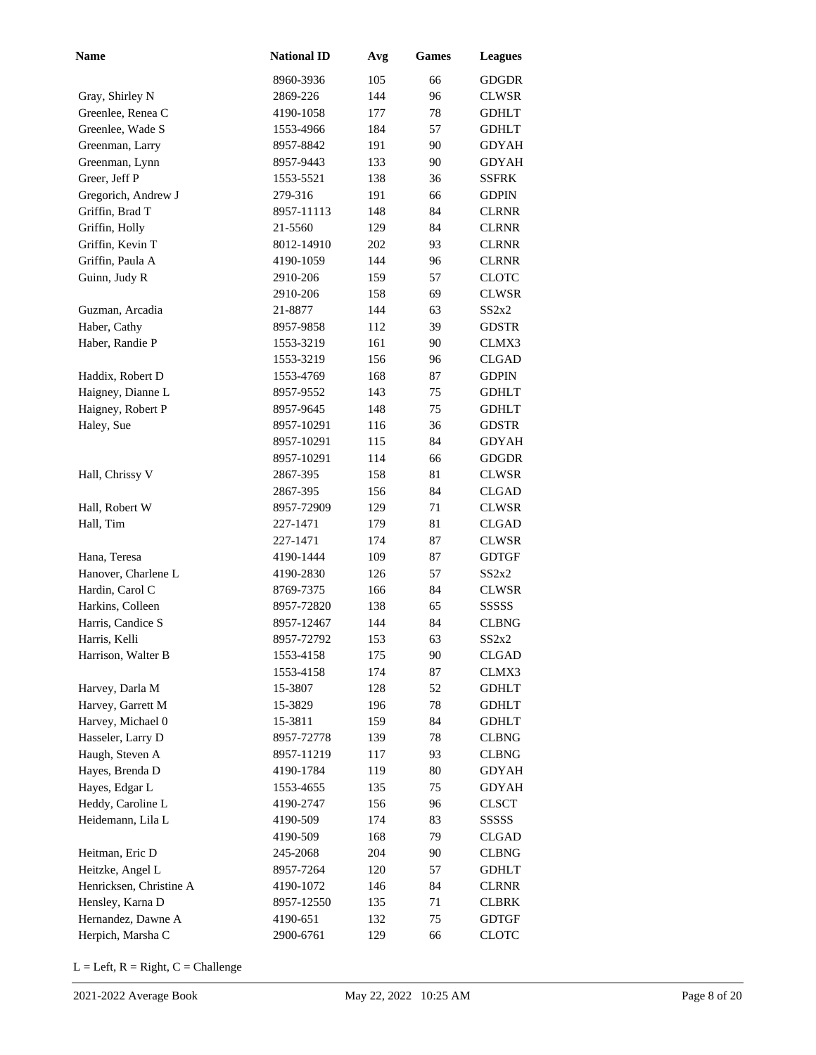| Name | National ID | Avg | Games | Leagues |
|---|---|---|---|---|
| | 8960-3936 | 105 | 66 | GDGDR |
| Gray, Shirley N | 2869-226 | 144 | 96 | CLWSR |
| Greenlee, Renea C | 4190-1058 | 177 | 78 | GDHLT |
| Greenlee, Wade S | 1553-4966 | 184 | 57 | GDHLT |
| Greenman, Larry | 8957-8842 | 191 | 90 | GDYAH |
| Greenman, Lynn | 8957-9443 | 133 | 90 | GDYAH |
| Greer, Jeff P | 1553-5521 | 138 | 36 | SSFRK |
| Gregorich, Andrew J | 279-316 | 191 | 66 | GDPIN |
| Griffin, Brad T | 8957-11113 | 148 | 84 | CLRNR |
| Griffin, Holly | 21-5560 | 129 | 84 | CLRNR |
| Griffin, Kevin T | 8012-14910 | 202 | 93 | CLRNR |
| Griffin, Paula A | 4190-1059 | 144 | 96 | CLRNR |
| Guinn, Judy R | 2910-206 | 159 | 57 | CLOTC |
| | 2910-206 | 158 | 69 | CLWSR |
| Guzman, Arcadia | 21-8877 | 144 | 63 | SS2x2 |
| Haber, Cathy | 8957-9858 | 112 | 39 | GDSTR |
| Haber, Randie P | 1553-3219 | 161 | 90 | CLMX3 |
| | 1553-3219 | 156 | 96 | CLGAD |
| Haddix, Robert D | 1553-4769 | 168 | 87 | GDPIN |
| Haigney, Dianne L | 8957-9552 | 143 | 75 | GDHLT |
| Haigney, Robert P | 8957-9645 | 148 | 75 | GDHLT |
| Haley, Sue | 8957-10291 | 116 | 36 | GDSTR |
| | 8957-10291 | 115 | 84 | GDYAH |
| | 8957-10291 | 114 | 66 | GDGDR |
| Hall, Chrissy V | 2867-395 | 158 | 81 | CLWSR |
| | 2867-395 | 156 | 84 | CLGAD |
| Hall, Robert W | 8957-72909 | 129 | 71 | CLWSR |
| Hall, Tim | 227-1471 | 179 | 81 | CLGAD |
| | 227-1471 | 174 | 87 | CLWSR |
| Hana, Teresa | 4190-1444 | 109 | 87 | GDTGF |
| Hanover, Charlene L | 4190-2830 | 126 | 57 | SS2x2 |
| Hardin, Carol C | 8769-7375 | 166 | 84 | CLWSR |
| Harkins, Colleen | 8957-72820 | 138 | 65 | SSSSS |
| Harris, Candice S | 8957-12467 | 144 | 84 | CLBNG |
| Harris, Kelli | 8957-72792 | 153 | 63 | SS2x2 |
| Harrison, Walter B | 1553-4158 | 175 | 90 | CLGAD |
| | 1553-4158 | 174 | 87 | CLMX3 |
| Harvey, Darla M | 15-3807 | 128 | 52 | GDHLT |
| Harvey, Garrett M | 15-3829 | 196 | 78 | GDHLT |
| Harvey, Michael 0 | 15-3811 | 159 | 84 | GDHLT |
| Hasseler, Larry D | 8957-72778 | 139 | 78 | CLBNG |
| Haugh, Steven A | 8957-11219 | 117 | 93 | CLBNG |
| Hayes, Brenda D | 4190-1784 | 119 | 80 | GDYAH |
| Hayes, Edgar L | 1553-4655 | 135 | 75 | GDYAH |
| Heddy, Caroline L | 4190-2747 | 156 | 96 | CLSCT |
| Heidemann, Lila L | 4190-509 | 174 | 83 | SSSSS |
| | 4190-509 | 168 | 79 | CLGAD |
| Heitman, Eric D | 245-2068 | 204 | 90 | CLBNG |
| Heitzke, Angel L | 8957-7264 | 120 | 57 | GDHLT |
| Henricksen, Christine A | 4190-1072 | 146 | 84 | CLRNR |
| Hensley, Karna D | 8957-12550 | 135 | 71 | CLBRK |
| Hernandez, Dawne A | 4190-651 | 132 | 75 | GDTGF |
| Herpich, Marsha C | 2900-6761 | 129 | 66 | CLOTC |

L = Left, R = Right, C = Challenge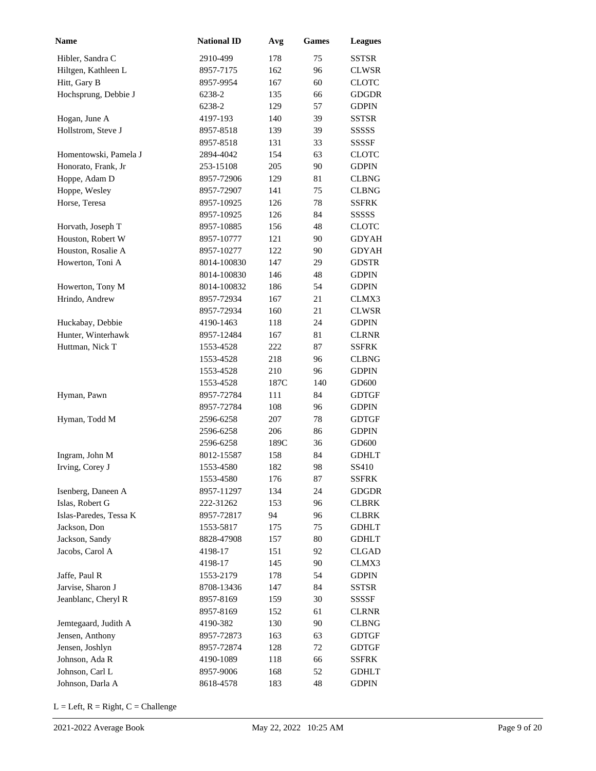| Name | National ID | Avg | Games | Leagues |
|---|---|---|---|---|
| Hibler, Sandra C | 2910-499 | 178 | 75 | SSTSR |
| Hiltgen, Kathleen L | 8957-7175 | 162 | 96 | CLWSR |
| Hitt, Gary B | 8957-9954 | 167 | 60 | CLOTC |
| Hochsprung, Debbie J | 6238-2 | 135 | 66 | GDGDR |
| | 6238-2 | 129 | 57 | GDPIN |
| Hogan, June A | 4197-193 | 140 | 39 | SSTSR |
| Hollstrom, Steve J | 8957-8518 | 139 | 39 | SSSSS |
| | 8957-8518 | 131 | 33 | SSSSF |
| Homentowski, Pamela J | 2894-4042 | 154 | 63 | CLOTC |
| Honorato, Frank, Jr | 253-15108 | 205 | 90 | GDPIN |
| Hoppe, Adam D | 8957-72906 | 129 | 81 | CLBNG |
| Hoppe, Wesley | 8957-72907 | 141 | 75 | CLBNG |
| Horse, Teresa | 8957-10925 | 126 | 78 | SSFRK |
| | 8957-10925 | 126 | 84 | SSSSS |
| Horvath, Joseph T | 8957-10885 | 156 | 48 | CLOTC |
| Houston, Robert W | 8957-10777 | 121 | 90 | GDYAH |
| Houston, Rosalie A | 8957-10277 | 122 | 90 | GDYAH |
| Howerton, Toni A | 8014-100830 | 147 | 29 | GDSTR |
| | 8014-100830 | 146 | 48 | GDPIN |
| Howerton, Tony M | 8014-100832 | 186 | 54 | GDPIN |
| Hrindo, Andrew | 8957-72934 | 167 | 21 | CLMX3 |
| | 8957-72934 | 160 | 21 | CLWSR |
| Huckabay, Debbie | 4190-1463 | 118 | 24 | GDPIN |
| Hunter, Winterhawk | 8957-12484 | 167 | 81 | CLRNR |
| Huttman, Nick T | 1553-4528 | 222 | 87 | SSFRK |
| | 1553-4528 | 218 | 96 | CLBNG |
| | 1553-4528 | 210 | 96 | GDPIN |
| | 1553-4528 | 187C | 140 | GD600 |
| Hyman, Pawn | 8957-72784 | 111 | 84 | GDTGF |
| | 8957-72784 | 108 | 96 | GDPIN |
| Hyman, Todd M | 2596-6258 | 207 | 78 | GDTGF |
| | 2596-6258 | 206 | 86 | GDPIN |
| | 2596-6258 | 189C | 36 | GD600 |
| Ingram, John M | 8012-15587 | 158 | 84 | GDHLT |
| Irving, Corey J | 1553-4580 | 182 | 98 | SS410 |
| | 1553-4580 | 176 | 87 | SSFRK |
| Isenberg, Daneen A | 8957-11297 | 134 | 24 | GDGDR |
| Islas, Robert G | 222-31262 | 153 | 96 | CLBRK |
| Islas-Paredes, Tessa K | 8957-72817 | 94 | 96 | CLBRK |
| Jackson, Don | 1553-5817 | 175 | 75 | GDHLT |
| Jackson, Sandy | 8828-47908 | 157 | 80 | GDHLT |
| Jacobs, Carol A | 4198-17 | 151 | 92 | CLGAD |
| | 4198-17 | 145 | 90 | CLMX3 |
| Jaffe, Paul R | 1553-2179 | 178 | 54 | GDPIN |
| Jarvise, Sharon J | 8708-13436 | 147 | 84 | SSTSR |
| Jeanblanc, Cheryl R | 8957-8169 | 159 | 30 | SSSSF |
| | 8957-8169 | 152 | 61 | CLRNR |
| Jemtegaard, Judith A | 4190-382 | 130 | 90 | CLBNG |
| Jensen, Anthony | 8957-72873 | 163 | 63 | GDTGF |
| Jensen, Joshlyn | 8957-72874 | 128 | 72 | GDTGF |
| Johnson, Ada R | 4190-1089 | 118 | 66 | SSFRK |
| Johnson, Carl L | 8957-9006 | 168 | 52 | GDHLT |
| Johnson, Darla A | 8618-4578 | 183 | 48 | GDPIN |

L = Left, R = Right, C = Challenge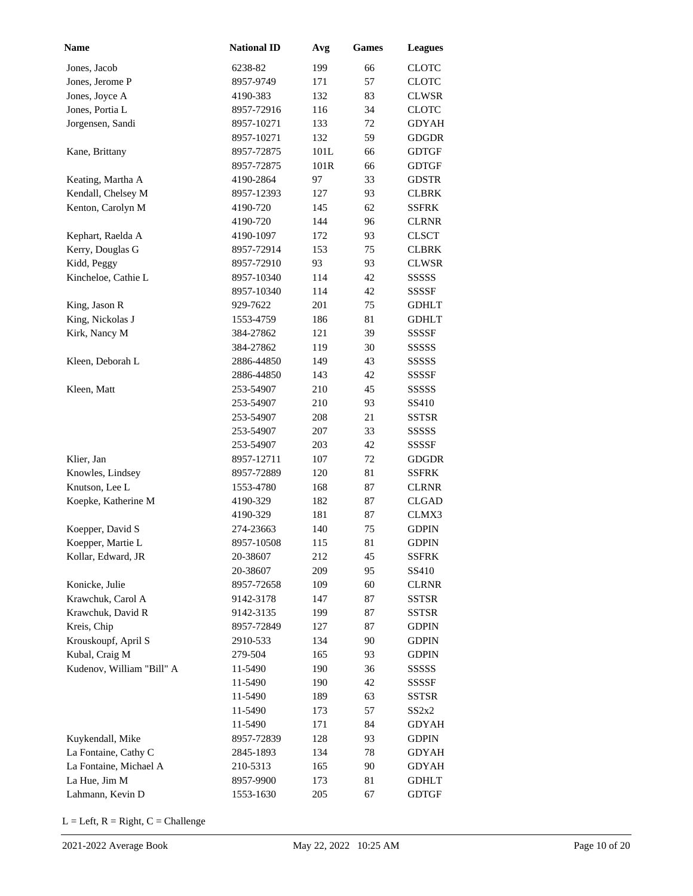| Name | National ID | Avg | Games | Leagues |
|---|---|---|---|---|
| Jones, Jacob | 6238-82 | 199 | 66 | CLOTC |
| Jones, Jerome P | 8957-9749 | 171 | 57 | CLOTC |
| Jones, Joyce A | 4190-383 | 132 | 83 | CLWSR |
| Jones, Portia L | 8957-72916 | 116 | 34 | CLOTC |
| Jorgensen, Sandi | 8957-10271 | 133 | 72 | GDYAH |
| | 8957-10271 | 132 | 59 | GDGDR |
| Kane, Brittany | 8957-72875 | 101L | 66 | GDTGF |
| | 8957-72875 | 101R | 66 | GDTGF |
| Keating, Martha A | 4190-2864 | 97 | 33 | GDSTR |
| Kendall, Chelsey M | 8957-12393 | 127 | 93 | CLBRK |
| Kenton, Carolyn M | 4190-720 | 145 | 62 | SSFRK |
| | 4190-720 | 144 | 96 | CLRNR |
| Kephart, Raelda A | 4190-1097 | 172 | 93 | CLSCT |
| Kerry, Douglas G | 8957-72914 | 153 | 75 | CLBRK |
| Kidd, Peggy | 8957-72910 | 93 | 93 | CLWSR |
| Kincheloe, Cathie L | 8957-10340 | 114 | 42 | SSSSS |
| | 8957-10340 | 114 | 42 | SSSSF |
| King, Jason R | 929-7622 | 201 | 75 | GDHLT |
| King, Nickolas J | 1553-4759 | 186 | 81 | GDHLT |
| Kirk, Nancy M | 384-27862 | 121 | 39 | SSSSF |
| | 384-27862 | 119 | 30 | SSSSS |
| Kleen, Deborah L | 2886-44850 | 149 | 43 | SSSSS |
| | 2886-44850 | 143 | 42 | SSSSF |
| Kleen, Matt | 253-54907 | 210 | 45 | SSSSS |
| | 253-54907 | 210 | 93 | SS410 |
| | 253-54907 | 208 | 21 | SSTSR |
| | 253-54907 | 207 | 33 | SSSSS |
| | 253-54907 | 203 | 42 | SSSSF |
| Klier, Jan | 8957-12711 | 107 | 72 | GDGDR |
| Knowles, Lindsey | 8957-72889 | 120 | 81 | SSFRK |
| Knutson, Lee L | 1553-4780 | 168 | 87 | CLRNR |
| Koepke, Katherine M | 4190-329 | 182 | 87 | CLGAD |
| | 4190-329 | 181 | 87 | CLMX3 |
| Koepper, David S | 274-23663 | 140 | 75 | GDPIN |
| Koepper, Martie L | 8957-10508 | 115 | 81 | GDPIN |
| Kollar, Edward, JR | 20-38607 | 212 | 45 | SSFRK |
| | 20-38607 | 209 | 95 | SS410 |
| Konicke, Julie | 8957-72658 | 109 | 60 | CLRNR |
| Krawchuk, Carol A | 9142-3178 | 147 | 87 | SSTSR |
| Krawchuk, David R | 9142-3135 | 199 | 87 | SSTSR |
| Kreis, Chip | 8957-72849 | 127 | 87 | GDPIN |
| Krouskoupf, April S | 2910-533 | 134 | 90 | GDPIN |
| Kubal, Craig M | 279-504 | 165 | 93 | GDPIN |
| Kudenov, William "Bill" A | 11-5490 | 190 | 36 | SSSSS |
| | 11-5490 | 190 | 42 | SSSSF |
| | 11-5490 | 189 | 63 | SSTSR |
| | 11-5490 | 173 | 57 | SS2x2 |
| | 11-5490 | 171 | 84 | GDYAH |
| Kuykendall, Mike | 8957-72839 | 128 | 93 | GDPIN |
| La Fontaine, Cathy C | 2845-1893 | 134 | 78 | GDYAH |
| La Fontaine, Michael A | 210-5313 | 165 | 90 | GDYAH |
| La Hue, Jim M | 8957-9900 | 173 | 81 | GDHLT |
| Lahmann, Kevin D | 1553-1630 | 205 | 67 | GDTGF |

L = Left, R = Right, C = Challenge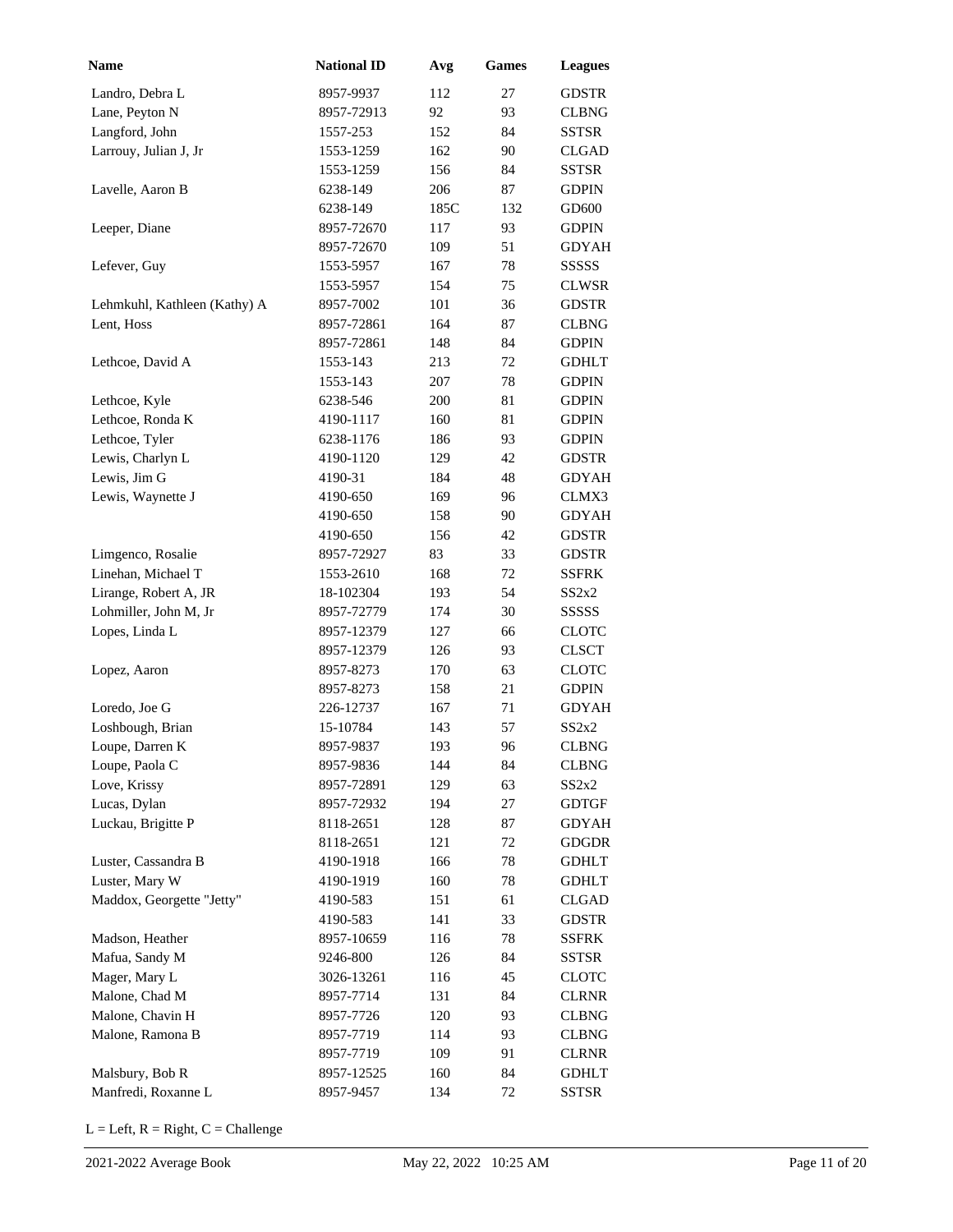| Name | National ID | Avg | Games | Leagues |
|---|---|---|---|---|
| Landro, Debra L | 8957-9937 | 112 | 27 | GDSTR |
| Lane, Peyton N | 8957-72913 | 92 | 93 | CLBNG |
| Langford, John | 1557-253 | 152 | 84 | SSTSR |
| Larrouy, Julian J, Jr | 1553-1259 | 162 | 90 | CLGAD |
| | 1553-1259 | 156 | 84 | SSTSR |
| Lavelle, Aaron B | 6238-149 | 206 | 87 | GDPIN |
| | 6238-149 | 185C | 132 | GD600 |
| Leeper, Diane | 8957-72670 | 117 | 93 | GDPIN |
| | 8957-72670 | 109 | 51 | GDYAH |
| Lefever, Guy | 1553-5957 | 167 | 78 | SSSSS |
| | 1553-5957 | 154 | 75 | CLWSR |
| Lehmkuhl, Kathleen (Kathy) A | 8957-7002 | 101 | 36 | GDSTR |
| Lent, Hoss | 8957-72861 | 164 | 87 | CLBNG |
| | 8957-72861 | 148 | 84 | GDPIN |
| Lethcoe, David A | 1553-143 | 213 | 72 | GDHLT |
| | 1553-143 | 207 | 78 | GDPIN |
| Lethcoe, Kyle | 6238-546 | 200 | 81 | GDPIN |
| Lethcoe, Ronda K | 4190-1117 | 160 | 81 | GDPIN |
| Lethcoe, Tyler | 6238-1176 | 186 | 93 | GDPIN |
| Lewis, Charlyn L | 4190-1120 | 129 | 42 | GDSTR |
| Lewis, Jim G | 4190-31 | 184 | 48 | GDYAH |
| Lewis, Waynette J | 4190-650 | 169 | 96 | CLMX3 |
| | 4190-650 | 158 | 90 | GDYAH |
| | 4190-650 | 156 | 42 | GDSTR |
| Limgenco, Rosalie | 8957-72927 | 83 | 33 | GDSTR |
| Linehan, Michael T | 1553-2610 | 168 | 72 | SSFRK |
| Lirange, Robert A, JR | 18-102304 | 193 | 54 | SS2x2 |
| Lohmiller, John M, Jr | 8957-72779 | 174 | 30 | SSSSS |
| Lopes, Linda L | 8957-12379 | 127 | 66 | CLOTC |
| | 8957-12379 | 126 | 93 | CLSCT |
| Lopez, Aaron | 8957-8273 | 170 | 63 | CLOTC |
| | 8957-8273 | 158 | 21 | GDPIN |
| Loredo, Joe G | 226-12737 | 167 | 71 | GDYAH |
| Loshbough, Brian | 15-10784 | 143 | 57 | SS2x2 |
| Loupe, Darren K | 8957-9837 | 193 | 96 | CLBNG |
| Loupe, Paola C | 8957-9836 | 144 | 84 | CLBNG |
| Love, Krissy | 8957-72891 | 129 | 63 | SS2x2 |
| Lucas, Dylan | 8957-72932 | 194 | 27 | GDTGF |
| Luckau, Brigitte P | 8118-2651 | 128 | 87 | GDYAH |
| | 8118-2651 | 121 | 72 | GDGDR |
| Luster, Cassandra B | 4190-1918 | 166 | 78 | GDHLT |
| Luster, Mary W | 4190-1919 | 160 | 78 | GDHLT |
| Maddox, Georgette "Jetty" | 4190-583 | 151 | 61 | CLGAD |
| | 4190-583 | 141 | 33 | GDSTR |
| Madson, Heather | 8957-10659 | 116 | 78 | SSFRK |
| Mafua, Sandy M | 9246-800 | 126 | 84 | SSTSR |
| Mager, Mary L | 3026-13261 | 116 | 45 | CLOTC |
| Malone, Chad M | 8957-7714 | 131 | 84 | CLRNR |
| Malone, Chavin H | 8957-7726 | 120 | 93 | CLBNG |
| Malone, Ramona B | 8957-7719 | 114 | 93 | CLBNG |
| | 8957-7719 | 109 | 91 | CLRNR |
| Malsbury, Bob R | 8957-12525 | 160 | 84 | GDHLT |
| Manfredi, Roxanne L | 8957-9457 | 134 | 72 | SSTSR |

L = Left, R = Right, C = Challenge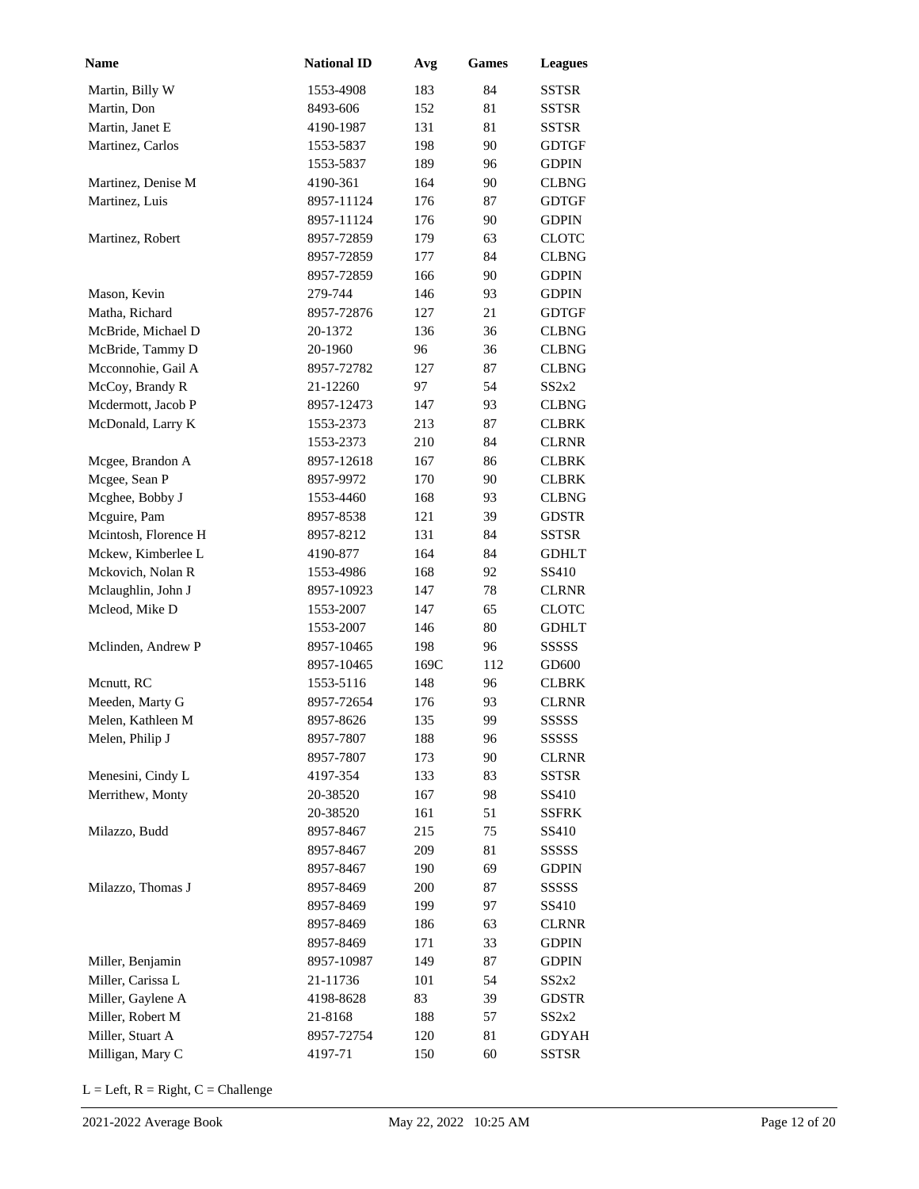| Name | National ID | Avg | Games | Leagues |
|---|---|---|---|---|
| Martin, Billy W | 1553-4908 | 183 | 84 | SSTSR |
| Martin, Don | 8493-606 | 152 | 81 | SSTSR |
| Martin, Janet E | 4190-1987 | 131 | 81 | SSTSR |
| Martinez, Carlos | 1553-5837 | 198 | 90 | GDTGF |
| | 1553-5837 | 189 | 96 | GDPIN |
| Martinez, Denise M | 4190-361 | 164 | 90 | CLBNG |
| Martinez, Luis | 8957-11124 | 176 | 87 | GDTGF |
| | 8957-11124 | 176 | 90 | GDPIN |
| Martinez, Robert | 8957-72859 | 179 | 63 | CLOTC |
| | 8957-72859 | 177 | 84 | CLBNG |
| | 8957-72859 | 166 | 90 | GDPIN |
| Mason, Kevin | 279-744 | 146 | 93 | GDPIN |
| Matha, Richard | 8957-72876 | 127 | 21 | GDTGF |
| McBride, Michael D | 20-1372 | 136 | 36 | CLBNG |
| McBride, Tammy D | 20-1960 | 96 | 36 | CLBNG |
| Mcconnohie, Gail A | 8957-72782 | 127 | 87 | CLBNG |
| McCoy, Brandy R | 21-12260 | 97 | 54 | SS2x2 |
| Mcdermott, Jacob P | 8957-12473 | 147 | 93 | CLBNG |
| McDonald, Larry K | 1553-2373 | 213 | 87 | CLBRK |
| | 1553-2373 | 210 | 84 | CLRNR |
| Mcgee, Brandon A | 8957-12618 | 167 | 86 | CLBRK |
| Mcgee, Sean P | 8957-9972 | 170 | 90 | CLBRK |
| Mcghee, Bobby J | 1553-4460 | 168 | 93 | CLBNG |
| Mcguire, Pam | 8957-8538 | 121 | 39 | GDSTR |
| Mcintosh, Florence H | 8957-8212 | 131 | 84 | SSTSR |
| Mckew, Kimberlee L | 4190-877 | 164 | 84 | GDHLT |
| Mckovich, Nolan R | 1553-4986 | 168 | 92 | SS410 |
| Mclaughlin, John J | 8957-10923 | 147 | 78 | CLRNR |
| Mcleod, Mike D | 1553-2007 | 147 | 65 | CLOTC |
| | 1553-2007 | 146 | 80 | GDHLT |
| Mclinden, Andrew P | 8957-10465 | 198 | 96 | SSSSS |
| | 8957-10465 | 169C | 112 | GD600 |
| Mcnutt, RC | 1553-5116 | 148 | 96 | CLBRK |
| Meeden, Marty G | 8957-72654 | 176 | 93 | CLRNR |
| Melen, Kathleen M | 8957-8626 | 135 | 99 | SSSSS |
| Melen, Philip J | 8957-7807 | 188 | 96 | SSSSS |
| | 8957-7807 | 173 | 90 | CLRNR |
| Menesini, Cindy L | 4197-354 | 133 | 83 | SSTSR |
| Merrithew, Monty | 20-38520 | 167 | 98 | SS410 |
| | 20-38520 | 161 | 51 | SSFRK |
| Milazzo, Budd | 8957-8467 | 215 | 75 | SS410 |
| | 8957-8467 | 209 | 81 | SSSSS |
| | 8957-8467 | 190 | 69 | GDPIN |
| Milazzo, Thomas J | 8957-8469 | 200 | 87 | SSSSS |
| | 8957-8469 | 199 | 97 | SS410 |
| | 8957-8469 | 186 | 63 | CLRNR |
| | 8957-8469 | 171 | 33 | GDPIN |
| Miller, Benjamin | 8957-10987 | 149 | 87 | GDPIN |
| Miller, Carissa L | 21-11736 | 101 | 54 | SS2x2 |
| Miller, Gaylene A | 4198-8628 | 83 | 39 | GDSTR |
| Miller, Robert M | 21-8168 | 188 | 57 | SS2x2 |
| Miller, Stuart A | 8957-72754 | 120 | 81 | GDYAH |
| Milligan, Mary C | 4197-71 | 150 | 60 | SSTSR |

L = Left, R = Right, C = Challenge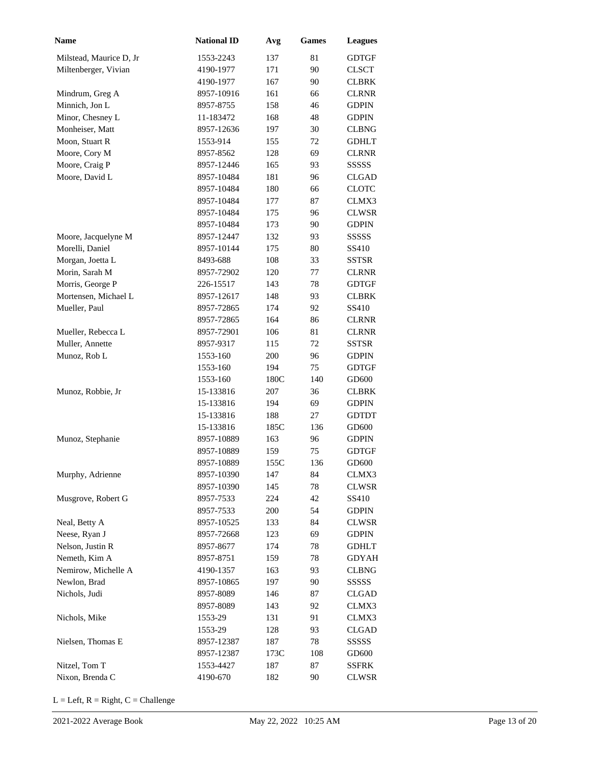| Name | National ID | Avg | Games | Leagues |
|---|---|---|---|---|
| Milstead, Maurice D, Jr | 1553-2243 | 137 | 81 | GDTGF |
| Miltenberger, Vivian | 4190-1977 | 171 | 90 | CLSCT |
| | 4190-1977 | 167 | 90 | CLBRK |
| Mindrum, Greg A | 8957-10916 | 161 | 66 | CLRNR |
| Minnich, Jon L | 8957-8755 | 158 | 46 | GDPIN |
| Minor, Chesney L | 11-183472 | 168 | 48 | GDPIN |
| Monheiser, Matt | 8957-12636 | 197 | 30 | CLBNG |
| Moon, Stuart R | 1553-914 | 155 | 72 | GDHLT |
| Moore, Cory M | 8957-8562 | 128 | 69 | CLRNR |
| Moore, Craig P | 8957-12446 | 165 | 93 | SSSSS |
| Moore, David L | 8957-10484 | 181 | 96 | CLGAD |
| | 8957-10484 | 180 | 66 | CLOTC |
| | 8957-10484 | 177 | 87 | CLMX3 |
| | 8957-10484 | 175 | 96 | CLWSR |
| | 8957-10484 | 173 | 90 | GDPIN |
| Moore, Jacquelyne M | 8957-12447 | 132 | 93 | SSSSS |
| Morelli, Daniel | 8957-10144 | 175 | 80 | SS410 |
| Morgan, Joetta L | 8493-688 | 108 | 33 | SSTSR |
| Morin, Sarah M | 8957-72902 | 120 | 77 | CLRNR |
| Morris, George P | 226-15517 | 143 | 78 | GDTGF |
| Mortensen, Michael L | 8957-12617 | 148 | 93 | CLBRK |
| Mueller, Paul | 8957-72865 | 174 | 92 | SS410 |
| | 8957-72865 | 164 | 86 | CLRNR |
| Mueller, Rebecca L | 8957-72901 | 106 | 81 | CLRNR |
| Muller, Annette | 8957-9317 | 115 | 72 | SSTSR |
| Munoz, Rob L | 1553-160 | 200 | 96 | GDPIN |
| | 1553-160 | 194 | 75 | GDTGF |
| | 1553-160 | 180C | 140 | GD600 |
| Munoz, Robbie, Jr | 15-133816 | 207 | 36 | CLBRK |
| | 15-133816 | 194 | 69 | GDPIN |
| | 15-133816 | 188 | 27 | GDTDT |
| | 15-133816 | 185C | 136 | GD600 |
| Munoz, Stephanie | 8957-10889 | 163 | 96 | GDPIN |
| | 8957-10889 | 159 | 75 | GDTGF |
| | 8957-10889 | 155C | 136 | GD600 |
| Murphy, Adrienne | 8957-10390 | 147 | 84 | CLMX3 |
| | 8957-10390 | 145 | 78 | CLWSR |
| Musgrove, Robert G | 8957-7533 | 224 | 42 | SS410 |
| | 8957-7533 | 200 | 54 | GDPIN |
| Neal, Betty A | 8957-10525 | 133 | 84 | CLWSR |
| Neese, Ryan J | 8957-72668 | 123 | 69 | GDPIN |
| Nelson, Justin R | 8957-8677 | 174 | 78 | GDHLT |
| Nemeth, Kim A | 8957-8751 | 159 | 78 | GDYAH |
| Nemirow, Michelle A | 4190-1357 | 163 | 93 | CLBNG |
| Newlon, Brad | 8957-10865 | 197 | 90 | SSSSS |
| Nichols, Judi | 8957-8089 | 146 | 87 | CLGAD |
| | 8957-8089 | 143 | 92 | CLMX3 |
| Nichols, Mike | 1553-29 | 131 | 91 | CLMX3 |
| | 1553-29 | 128 | 93 | CLGAD |
| Nielsen, Thomas E | 8957-12387 | 187 | 78 | SSSSS |
| | 8957-12387 | 173C | 108 | GD600 |
| Nitzel, Tom T | 1553-4427 | 187 | 87 | SSFRK |
| Nixon, Brenda C | 4190-670 | 182 | 90 | CLWSR |

L = Left, R = Right, C = Challenge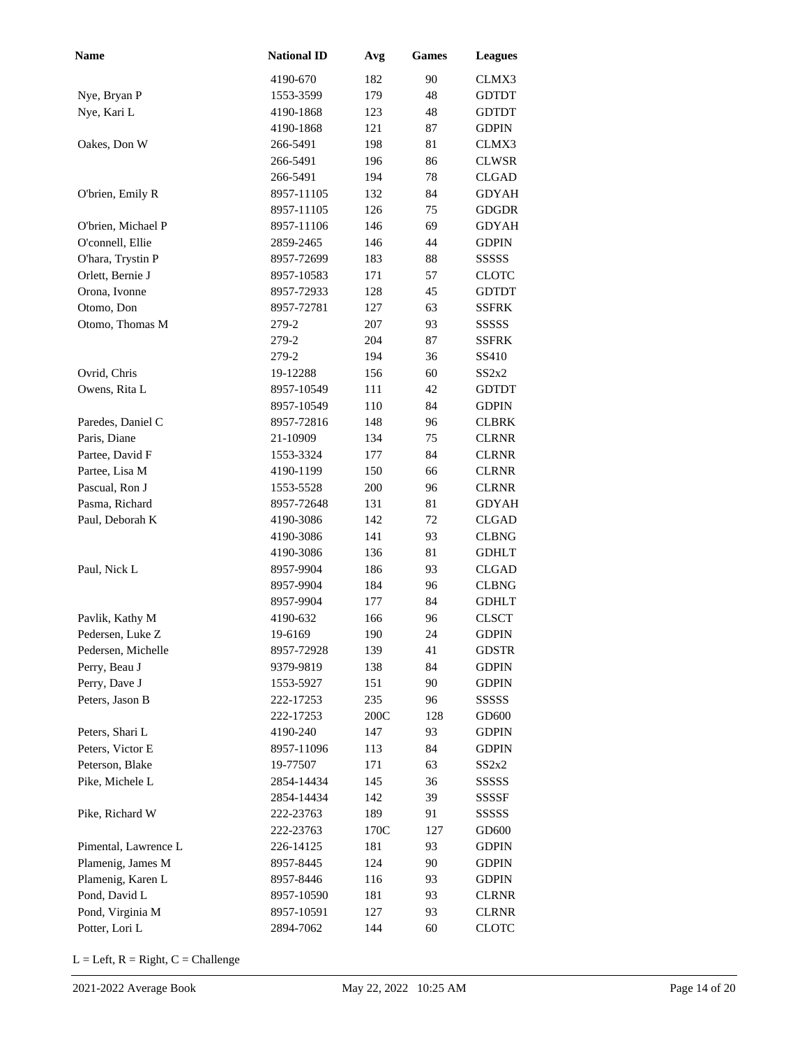| Name | National ID | Avg | Games | Leagues |
|---|---|---|---|---|
| | 4190-670 | 182 | 90 | CLMX3 |
| Nye, Bryan P | 1553-3599 | 179 | 48 | GDTDT |
| Nye, Kari L | 4190-1868 | 123 | 48 | GDTDT |
| | 4190-1868 | 121 | 87 | GDPIN |
| Oakes, Don W | 266-5491 | 198 | 81 | CLMX3 |
| | 266-5491 | 196 | 86 | CLWSR |
| | 266-5491 | 194 | 78 | CLGAD |
| O'brien, Emily R | 8957-11105 | 132 | 84 | GDYAH |
| | 8957-11105 | 126 | 75 | GDGDR |
| O'brien, Michael P | 8957-11106 | 146 | 69 | GDYAH |
| O'connell, Ellie | 2859-2465 | 146 | 44 | GDPIN |
| O'hara, Trystin P | 8957-72699 | 183 | 88 | SSSSS |
| Orlett, Bernie J | 8957-10583 | 171 | 57 | CLOTC |
| Orona, Ivonne | 8957-72933 | 128 | 45 | GDTDT |
| Otomo, Don | 8957-72781 | 127 | 63 | SSFRK |
| Otomo, Thomas M | 279-2 | 207 | 93 | SSSSS |
| | 279-2 | 204 | 87 | SSFRK |
| | 279-2 | 194 | 36 | SS410 |
| Ovrid, Chris | 19-12288 | 156 | 60 | SS2x2 |
| Owens, Rita L | 8957-10549 | 111 | 42 | GDTDT |
| | 8957-10549 | 110 | 84 | GDPIN |
| Paredes, Daniel C | 8957-72816 | 148 | 96 | CLBRK |
| Paris, Diane | 21-10909 | 134 | 75 | CLRNR |
| Partee, David F | 1553-3324 | 177 | 84 | CLRNR |
| Partee, Lisa M | 4190-1199 | 150 | 66 | CLRNR |
| Pascual, Ron J | 1553-5528 | 200 | 96 | CLRNR |
| Pasma, Richard | 8957-72648 | 131 | 81 | GDYAH |
| Paul, Deborah K | 4190-3086 | 142 | 72 | CLGAD |
| | 4190-3086 | 141 | 93 | CLBNG |
| | 4190-3086 | 136 | 81 | GDHLT |
| Paul, Nick L | 8957-9904 | 186 | 93 | CLGAD |
| | 8957-9904 | 184 | 96 | CLBNG |
| | 8957-9904 | 177 | 84 | GDHLT |
| Pavlik, Kathy M | 4190-632 | 166 | 96 | CLSCT |
| Pedersen, Luke Z | 19-6169 | 190 | 24 | GDPIN |
| Pedersen, Michelle | 8957-72928 | 139 | 41 | GDSTR |
| Perry, Beau J | 9379-9819 | 138 | 84 | GDPIN |
| Perry, Dave J | 1553-5927 | 151 | 90 | GDPIN |
| Peters, Jason B | 222-17253 | 235 | 96 | SSSSS |
| | 222-17253 | 200C | 128 | GD600 |
| Peters, Shari L | 4190-240 | 147 | 93 | GDPIN |
| Peters, Victor E | 8957-11096 | 113 | 84 | GDPIN |
| Peterson, Blake | 19-77507 | 171 | 63 | SS2x2 |
| Pike, Michele L | 2854-14434 | 145 | 36 | SSSSS |
| | 2854-14434 | 142 | 39 | SSSSF |
| Pike, Richard W | 222-23763 | 189 | 91 | SSSSS |
| | 222-23763 | 170C | 127 | GD600 |
| Pimental, Lawrence L | 226-14125 | 181 | 93 | GDPIN |
| Plamenig, James M | 8957-8445 | 124 | 90 | GDPIN |
| Plamenig, Karen L | 8957-8446 | 116 | 93 | GDPIN |
| Pond, David L | 8957-10590 | 181 | 93 | CLRNR |
| Pond, Virginia M | 8957-10591 | 127 | 93 | CLRNR |
| Potter, Lori L | 2894-7062 | 144 | 60 | CLOTC |

L = Left, R = Right, C = Challenge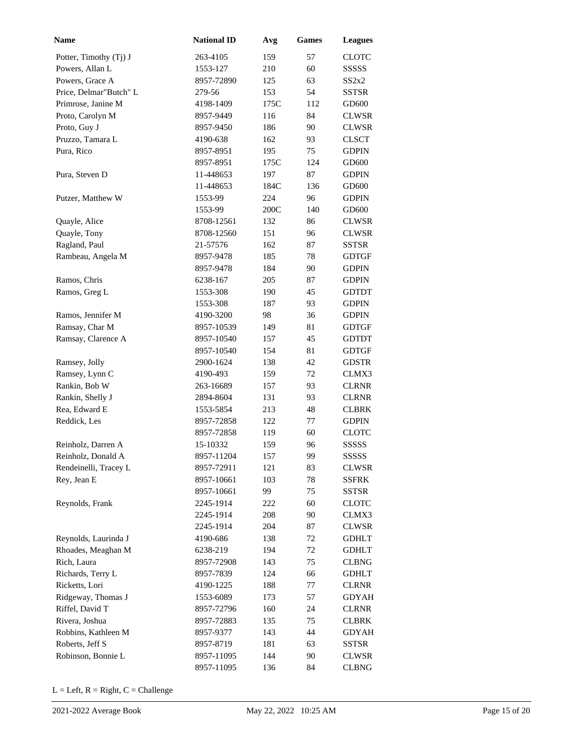| Name | National ID | Avg | Games | Leagues |
|---|---|---|---|---|
| Potter, Timothy (Tj) J | 263-4105 | 159 | 57 | CLOTC |
| Powers, Allan L | 1553-127 | 210 | 60 | SSSSS |
| Powers, Grace A | 8957-72890 | 125 | 63 | SS2x2 |
| Price, Delmar"Butch" L | 279-56 | 153 | 54 | SSTSR |
| Primrose, Janine M | 4198-1409 | 175C | 112 | GD600 |
| Proto, Carolyn M | 8957-9449 | 116 | 84 | CLWSR |
| Proto, Guy J | 8957-9450 | 186 | 90 | CLWSR |
| Pruzzo, Tamara L | 4190-638 | 162 | 93 | CLSCT |
| Pura, Rico | 8957-8951 | 195 | 75 | GDPIN |
| | 8957-8951 | 175C | 124 | GD600 |
| Pura, Steven D | 11-448653 | 197 | 87 | GDPIN |
| | 11-448653 | 184C | 136 | GD600 |
| Putzer, Matthew W | 1553-99 | 224 | 96 | GDPIN |
| | 1553-99 | 200C | 140 | GD600 |
| Quayle, Alice | 8708-12561 | 132 | 86 | CLWSR |
| Quayle, Tony | 8708-12560 | 151 | 96 | CLWSR |
| Ragland, Paul | 21-57576 | 162 | 87 | SSTSR |
| Rambeau, Angela M | 8957-9478 | 185 | 78 | GDTGF |
| | 8957-9478 | 184 | 90 | GDPIN |
| Ramos, Chris | 6238-167 | 205 | 87 | GDPIN |
| Ramos, Greg L | 1553-308 | 190 | 45 | GDTDT |
| | 1553-308 | 187 | 93 | GDPIN |
| Ramos, Jennifer M | 4190-3200 | 98 | 36 | GDPIN |
| Ramsay, Char M | 8957-10539 | 149 | 81 | GDTGF |
| Ramsay, Clarence A | 8957-10540 | 157 | 45 | GDTDT |
| | 8957-10540 | 154 | 81 | GDTGF |
| Ramsey, Jolly | 2900-1624 | 138 | 42 | GDSTR |
| Ramsey, Lynn C | 4190-493 | 159 | 72 | CLMX3 |
| Rankin, Bob W | 263-16689 | 157 | 93 | CLRNR |
| Rankin, Shelly J | 2894-8604 | 131 | 93 | CLRNR |
| Rea, Edward E | 1553-5854 | 213 | 48 | CLBRK |
| Reddick, Les | 8957-72858 | 122 | 77 | GDPIN |
| | 8957-72858 | 119 | 60 | CLOTC |
| Reinholz, Darren A | 15-10332 | 159 | 96 | SSSSS |
| Reinholz, Donald A | 8957-11204 | 157 | 99 | SSSSS |
| Rendeinelli, Tracey L | 8957-72911 | 121 | 83 | CLWSR |
| Rey, Jean E | 8957-10661 | 103 | 78 | SSFRK |
| | 8957-10661 | 99 | 75 | SSTSR |
| Reynolds, Frank | 2245-1914 | 222 | 60 | CLOTC |
| | 2245-1914 | 208 | 90 | CLMX3 |
| | 2245-1914 | 204 | 87 | CLWSR |
| Reynolds, Laurinda J | 4190-686 | 138 | 72 | GDHLT |
| Rhoades, Meaghan M | 6238-219 | 194 | 72 | GDHLT |
| Rich, Laura | 8957-72908 | 143 | 75 | CLBNG |
| Richards, Terry L | 8957-7839 | 124 | 66 | GDHLT |
| Ricketts, Lori | 4190-1225 | 188 | 77 | CLRNR |
| Ridgeway, Thomas J | 1553-6089 | 173 | 57 | GDYAH |
| Riffel, David T | 8957-72796 | 160 | 24 | CLRNR |
| Rivera, Joshua | 8957-72883 | 135 | 75 | CLBRK |
| Robbins, Kathleen M | 8957-9377 | 143 | 44 | GDYAH |
| Roberts, Jeff S | 8957-8719 | 181 | 63 | SSTSR |
| Robinson, Bonnie L | 8957-11095 | 144 | 90 | CLWSR |
| | 8957-11095 | 136 | 84 | CLBNG |

L = Left, R = Right, C = Challenge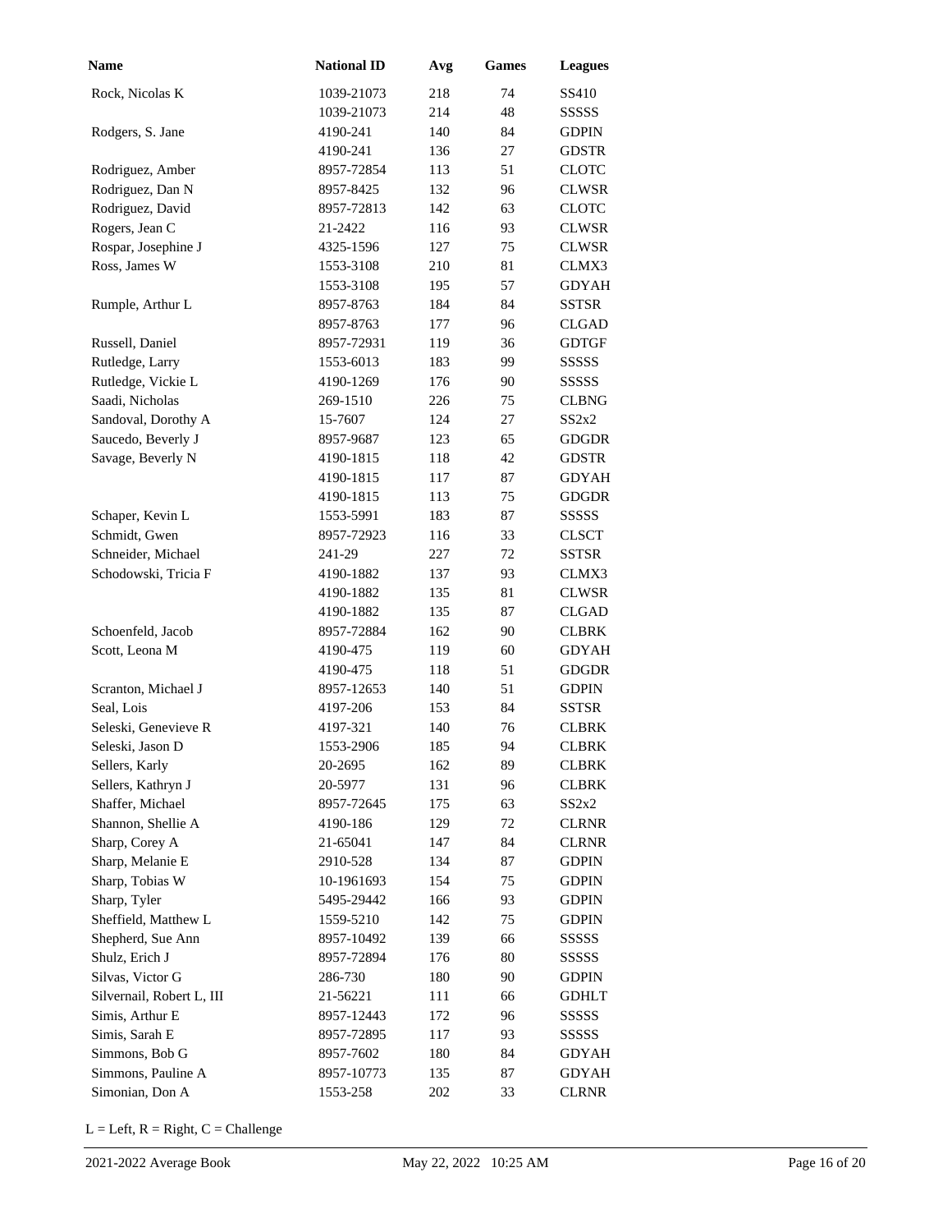| Name | National ID | Avg | Games | Leagues |
|---|---|---|---|---|
| Rock, Nicolas K | 1039-21073 | 218 | 74 | SS410 |
| | 1039-21073 | 214 | 48 | SSSSS |
| Rodgers, S. Jane | 4190-241 | 140 | 84 | GDPIN |
| | 4190-241 | 136 | 27 | GDSTR |
| Rodriguez, Amber | 8957-72854 | 113 | 51 | CLOTC |
| Rodriguez, Dan N | 8957-8425 | 132 | 96 | CLWSR |
| Rodriguez, David | 8957-72813 | 142 | 63 | CLOTC |
| Rogers, Jean C | 21-2422 | 116 | 93 | CLWSR |
| Rospar, Josephine J | 4325-1596 | 127 | 75 | CLWSR |
| Ross, James W | 1553-3108 | 210 | 81 | CLMX3 |
| | 1553-3108 | 195 | 57 | GDYAH |
| Rumple, Arthur L | 8957-8763 | 184 | 84 | SSTSR |
| | 8957-8763 | 177 | 96 | CLGAD |
| Russell, Daniel | 8957-72931 | 119 | 36 | GDTGF |
| Rutledge, Larry | 1553-6013 | 183 | 99 | SSSSS |
| Rutledge, Vickie L | 4190-1269 | 176 | 90 | SSSSS |
| Saadi, Nicholas | 269-1510 | 226 | 75 | CLBNG |
| Sandoval, Dorothy A | 15-7607 | 124 | 27 | SS2x2 |
| Saucedo, Beverly J | 8957-9687 | 123 | 65 | GDGDR |
| Savage, Beverly N | 4190-1815 | 118 | 42 | GDSTR |
| | 4190-1815 | 117 | 87 | GDYAH |
| | 4190-1815 | 113 | 75 | GDGDR |
| Schaper, Kevin L | 1553-5991 | 183 | 87 | SSSSS |
| Schmidt, Gwen | 8957-72923 | 116 | 33 | CLSCT |
| Schneider, Michael | 241-29 | 227 | 72 | SSTSR |
| Schodowski, Tricia F | 4190-1882 | 137 | 93 | CLMX3 |
| | 4190-1882 | 135 | 81 | CLWSR |
| | 4190-1882 | 135 | 87 | CLGAD |
| Schoenfeld, Jacob | 8957-72884 | 162 | 90 | CLBRK |
| Scott, Leona M | 4190-475 | 119 | 60 | GDYAH |
| | 4190-475 | 118 | 51 | GDGDR |
| Scranton, Michael J | 8957-12653 | 140 | 51 | GDPIN |
| Seal, Lois | 4197-206 | 153 | 84 | SSTSR |
| Seleski, Genevieve R | 4197-321 | 140 | 76 | CLBRK |
| Seleski, Jason D | 1553-2906 | 185 | 94 | CLBRK |
| Sellers, Karly | 20-2695 | 162 | 89 | CLBRK |
| Sellers, Kathryn J | 20-5977 | 131 | 96 | CLBRK |
| Shaffer, Michael | 8957-72645 | 175 | 63 | SS2x2 |
| Shannon, Shellie A | 4190-186 | 129 | 72 | CLRNR |
| Sharp, Corey A | 21-65041 | 147 | 84 | CLRNR |
| Sharp, Melanie E | 2910-528 | 134 | 87 | GDPIN |
| Sharp, Tobias W | 10-1961693 | 154 | 75 | GDPIN |
| Sharp, Tyler | 5495-29442 | 166 | 93 | GDPIN |
| Sheffield, Matthew L | 1559-5210 | 142 | 75 | GDPIN |
| Shepherd, Sue Ann | 8957-10492 | 139 | 66 | SSSSS |
| Shulz, Erich J | 8957-72894 | 176 | 80 | SSSSS |
| Silvas, Victor G | 286-730 | 180 | 90 | GDPIN |
| Silvernail, Robert L, III | 21-56221 | 111 | 66 | GDHLT |
| Simis, Arthur E | 8957-12443 | 172 | 96 | SSSSS |
| Simis, Sarah E | 8957-72895 | 117 | 93 | SSSSS |
| Simmons, Bob G | 8957-7602 | 180 | 84 | GDYAH |
| Simmons, Pauline A | 8957-10773 | 135 | 87 | GDYAH |
| Simonian, Don A | 1553-258 | 202 | 33 | CLRNR |

L = Left, R = Right, C = Challenge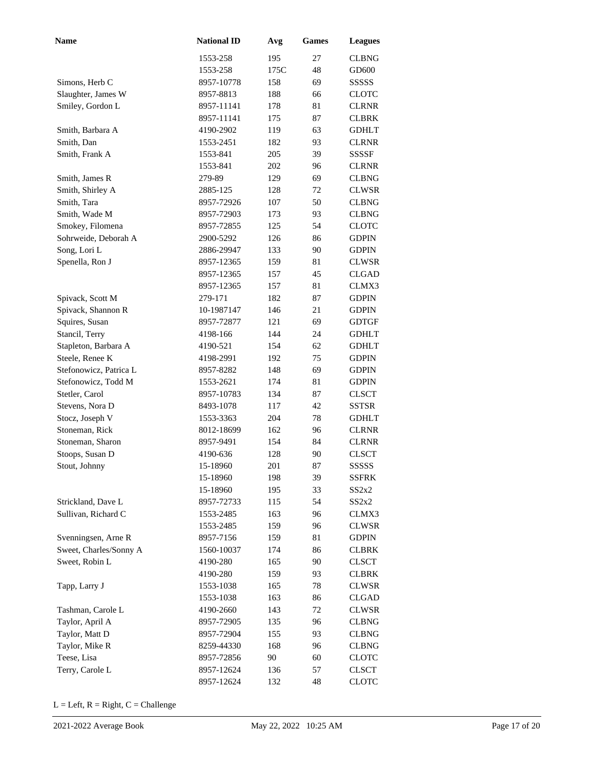| Name | National ID | Avg | Games | Leagues |
|---|---|---|---|---|
| | 1553-258 | 195 | 27 | CLBNG |
| | 1553-258 | 175C | 48 | GD600 |
| Simons, Herb C | 8957-10778 | 158 | 69 | SSSSS |
| Slaughter, James W | 8957-8813 | 188 | 66 | CLOTC |
| Smiley, Gordon L | 8957-11141 | 178 | 81 | CLRNR |
| | 8957-11141 | 175 | 87 | CLBRK |
| Smith, Barbara A | 4190-2902 | 119 | 63 | GDHLT |
| Smith, Dan | 1553-2451 | 182 | 93 | CLRNR |
| Smith, Frank A | 1553-841 | 205 | 39 | SSSSF |
| | 1553-841 | 202 | 96 | CLRNR |
| Smith, James R | 279-89 | 129 | 69 | CLBNG |
| Smith, Shirley A | 2885-125 | 128 | 72 | CLWSR |
| Smith, Tara | 8957-72926 | 107 | 50 | CLBNG |
| Smith, Wade M | 8957-72903 | 173 | 93 | CLBNG |
| Smokey, Filomena | 8957-72855 | 125 | 54 | CLOTC |
| Sohrweide, Deborah A | 2900-5292 | 126 | 86 | GDPIN |
| Song, Lori L | 2886-29947 | 133 | 90 | GDPIN |
| Spenella, Ron J | 8957-12365 | 159 | 81 | CLWSR |
| | 8957-12365 | 157 | 45 | CLGAD |
| | 8957-12365 | 157 | 81 | CLMX3 |
| Spivack, Scott M | 279-171 | 182 | 87 | GDPIN |
| Spivack, Shannon R | 10-1987147 | 146 | 21 | GDPIN |
| Squires, Susan | 8957-72877 | 121 | 69 | GDTGF |
| Stancil, Terry | 4198-166 | 144 | 24 | GDHLT |
| Stapleton, Barbara A | 4190-521 | 154 | 62 | GDHLT |
| Steele, Renee K | 4198-2991 | 192 | 75 | GDPIN |
| Stefonowicz, Patrica L | 8957-8282 | 148 | 69 | GDPIN |
| Stefonowicz, Todd M | 1553-2621 | 174 | 81 | GDPIN |
| Stetler, Carol | 8957-10783 | 134 | 87 | CLSCT |
| Stevens, Nora D | 8493-1078 | 117 | 42 | SSTSR |
| Stocz, Joseph V | 1553-3363 | 204 | 78 | GDHLT |
| Stoneman, Rick | 8012-18699 | 162 | 96 | CLRNR |
| Stoneman, Sharon | 8957-9491 | 154 | 84 | CLRNR |
| Stoops, Susan D | 4190-636 | 128 | 90 | CLSCT |
| Stout, Johnny | 15-18960 | 201 | 87 | SSSSS |
| | 15-18960 | 198 | 39 | SSFRK |
| | 15-18960 | 195 | 33 | SS2x2 |
| Strickland, Dave L | 8957-72733 | 115 | 54 | SS2x2 |
| Sullivan, Richard C | 1553-2485 | 163 | 96 | CLMX3 |
| | 1553-2485 | 159 | 96 | CLWSR |
| Svenningsen, Arne R | 8957-7156 | 159 | 81 | GDPIN |
| Sweet, Charles/Sonny A | 1560-10037 | 174 | 86 | CLBRK |
| Sweet, Robin L | 4190-280 | 165 | 90 | CLSCT |
| | 4190-280 | 159 | 93 | CLBRK |
| Tapp, Larry J | 1553-1038 | 165 | 78 | CLWSR |
| | 1553-1038 | 163 | 86 | CLGAD |
| Tashman, Carole L | 4190-2660 | 143 | 72 | CLWSR |
| Taylor, April A | 8957-72905 | 135 | 96 | CLBNG |
| Taylor, Matt D | 8957-72904 | 155 | 93 | CLBNG |
| Taylor, Mike R | 8259-44330 | 168 | 96 | CLBNG |
| Teese, Lisa | 8957-72856 | 90 | 60 | CLOTC |
| Terry, Carole L | 8957-12624 | 136 | 57 | CLSCT |
| | 8957-12624 | 132 | 48 | CLOTC |

L = Left, R = Right, C = Challenge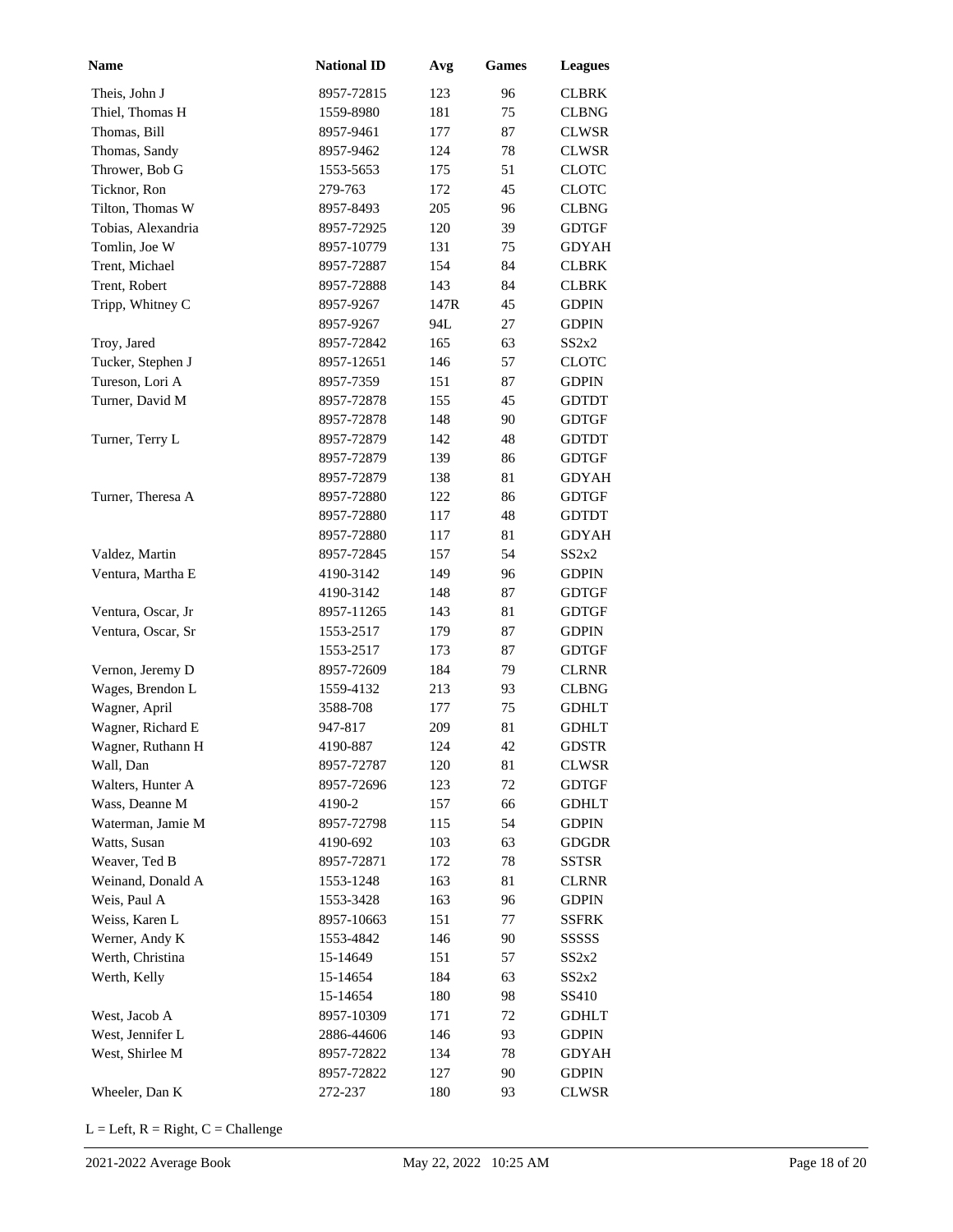| Name | National ID | Avg | Games | Leagues |
|---|---|---|---|---|
| Theis, John J | 8957-72815 | 123 | 96 | CLBRK |
| Thiel, Thomas H | 1559-8980 | 181 | 75 | CLBNG |
| Thomas, Bill | 8957-9461 | 177 | 87 | CLWSR |
| Thomas, Sandy | 8957-9462 | 124 | 78 | CLWSR |
| Thrower, Bob G | 1553-5653 | 175 | 51 | CLOTC |
| Ticknor, Ron | 279-763 | 172 | 45 | CLOTC |
| Tilton, Thomas W | 8957-8493 | 205 | 96 | CLBNG |
| Tobias, Alexandria | 8957-72925 | 120 | 39 | GDTGF |
| Tomlin, Joe W | 8957-10779 | 131 | 75 | GDYAH |
| Trent, Michael | 8957-72887 | 154 | 84 | CLBRK |
| Trent, Robert | 8957-72888 | 143 | 84 | CLBRK |
| Tripp, Whitney C | 8957-9267 | 147R | 45 | GDPIN |
| | 8957-9267 | 94L | 27 | GDPIN |
| Troy, Jared | 8957-72842 | 165 | 63 | SS2x2 |
| Tucker, Stephen J | 8957-12651 | 146 | 57 | CLOTC |
| Tureson, Lori A | 8957-7359 | 151 | 87 | GDPIN |
| Turner, David M | 8957-72878 | 155 | 45 | GDTDT |
| | 8957-72878 | 148 | 90 | GDTGF |
| Turner, Terry L | 8957-72879 | 142 | 48 | GDTDT |
| | 8957-72879 | 139 | 86 | GDTGF |
| | 8957-72879 | 138 | 81 | GDYAH |
| Turner, Theresa A | 8957-72880 | 122 | 86 | GDTGF |
| | 8957-72880 | 117 | 48 | GDTDT |
| | 8957-72880 | 117 | 81 | GDYAH |
| Valdez, Martin | 8957-72845 | 157 | 54 | SS2x2 |
| Ventura, Martha E | 4190-3142 | 149 | 96 | GDPIN |
| | 4190-3142 | 148 | 87 | GDTGF |
| Ventura, Oscar, Jr | 8957-11265 | 143 | 81 | GDTGF |
| Ventura, Oscar, Sr | 1553-2517 | 179 | 87 | GDPIN |
| | 1553-2517 | 173 | 87 | GDTGF |
| Vernon, Jeremy D | 8957-72609 | 184 | 79 | CLRNR |
| Wages, Brendon L | 1559-4132 | 213 | 93 | CLBNG |
| Wagner, April | 3588-708 | 177 | 75 | GDHLT |
| Wagner, Richard E | 947-817 | 209 | 81 | GDHLT |
| Wagner, Ruthann H | 4190-887 | 124 | 42 | GDSTR |
| Wall, Dan | 8957-72787 | 120 | 81 | CLWSR |
| Walters, Hunter A | 8957-72696 | 123 | 72 | GDTGF |
| Wass, Deanne M | 4190-2 | 157 | 66 | GDHLT |
| Waterman, Jamie M | 8957-72798 | 115 | 54 | GDPIN |
| Watts, Susan | 4190-692 | 103 | 63 | GDGDR |
| Weaver, Ted B | 8957-72871 | 172 | 78 | SSTSR |
| Weinand, Donald A | 1553-1248 | 163 | 81 | CLRNR |
| Weis, Paul A | 1553-3428 | 163 | 96 | GDPIN |
| Weiss, Karen L | 8957-10663 | 151 | 77 | SSFRK |
| Werner, Andy K | 1553-4842 | 146 | 90 | SSSSS |
| Werth, Christina | 15-14649 | 151 | 57 | SS2x2 |
| Werth, Kelly | 15-14654 | 184 | 63 | SS2x2 |
| | 15-14654 | 180 | 98 | SS410 |
| West, Jacob A | 8957-10309 | 171 | 72 | GDHLT |
| West, Jennifer L | 2886-44606 | 146 | 93 | GDPIN |
| West, Shirlee M | 8957-72822 | 134 | 78 | GDYAH |
| | 8957-72822 | 127 | 90 | GDPIN |
| Wheeler, Dan K | 272-237 | 180 | 93 | CLWSR |

L = Left, R = Right, C = Challenge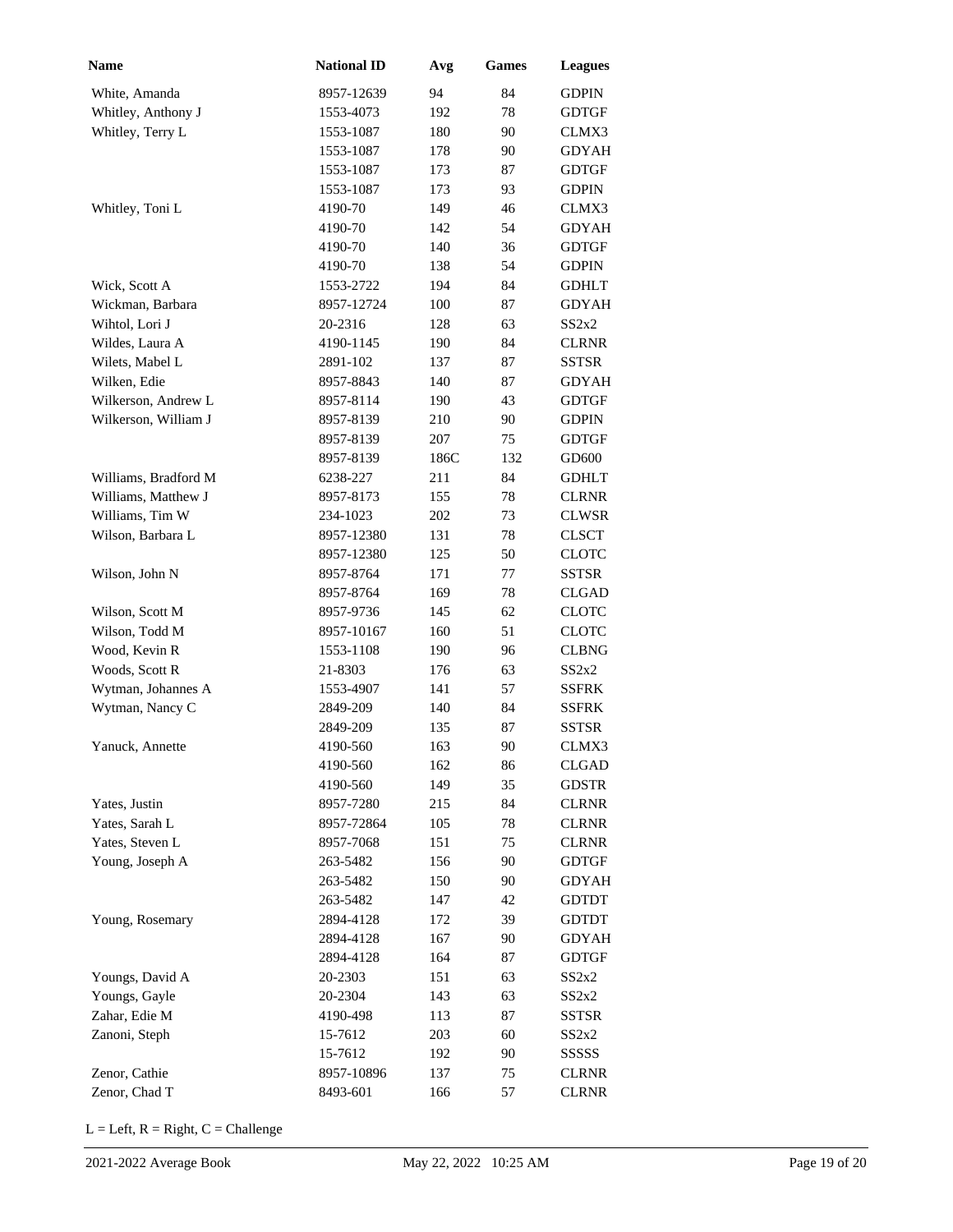| Name | National ID | Avg | Games | Leagues |
|---|---|---|---|---|
| White, Amanda | 8957-12639 | 94 | 84 | GDPIN |
| Whitley, Anthony J | 1553-4073 | 192 | 78 | GDTGF |
| Whitley, Terry L | 1553-1087 | 180 | 90 | CLMX3 |
| | 1553-1087 | 178 | 90 | GDYAH |
| | 1553-1087 | 173 | 87 | GDTGF |
| | 1553-1087 | 173 | 93 | GDPIN |
| Whitley, Toni L | 4190-70 | 149 | 46 | CLMX3 |
| | 4190-70 | 142 | 54 | GDYAH |
| | 4190-70 | 140 | 36 | GDTGF |
| | 4190-70 | 138 | 54 | GDPIN |
| Wick, Scott A | 1553-2722 | 194 | 84 | GDHLT |
| Wickman, Barbara | 8957-12724 | 100 | 87 | GDYAH |
| Wihtol, Lori J | 20-2316 | 128 | 63 | SS2x2 |
| Wildes, Laura A | 4190-1145 | 190 | 84 | CLRNR |
| Wilets, Mabel L | 2891-102 | 137 | 87 | SSTSR |
| Wilken, Edie | 8957-8843 | 140 | 87 | GDYAH |
| Wilkerson, Andrew L | 8957-8114 | 190 | 43 | GDTGF |
| Wilkerson, William J | 8957-8139 | 210 | 90 | GDPIN |
| | 8957-8139 | 207 | 75 | GDTGF |
| | 8957-8139 | 186C | 132 | GD600 |
| Williams, Bradford M | 6238-227 | 211 | 84 | GDHLT |
| Williams, Matthew J | 8957-8173 | 155 | 78 | CLRNR |
| Williams, Tim W | 234-1023 | 202 | 73 | CLWSR |
| Wilson, Barbara L | 8957-12380 | 131 | 78 | CLSCT |
| | 8957-12380 | 125 | 50 | CLOTC |
| Wilson, John N | 8957-8764 | 171 | 77 | SSTSR |
| | 8957-8764 | 169 | 78 | CLGAD |
| Wilson, Scott M | 8957-9736 | 145 | 62 | CLOTC |
| Wilson, Todd M | 8957-10167 | 160 | 51 | CLOTC |
| Wood, Kevin R | 1553-1108 | 190 | 96 | CLBNG |
| Woods, Scott R | 21-8303 | 176 | 63 | SS2x2 |
| Wytman, Johannes A | 1553-4907 | 141 | 57 | SSFRK |
| Wytman, Nancy C | 2849-209 | 140 | 84 | SSFRK |
| | 2849-209 | 135 | 87 | SSTSR |
| Yanuck, Annette | 4190-560 | 163 | 90 | CLMX3 |
| | 4190-560 | 162 | 86 | CLGAD |
| | 4190-560 | 149 | 35 | GDSTR |
| Yates, Justin | 8957-7280 | 215 | 84 | CLRNR |
| Yates, Sarah L | 8957-72864 | 105 | 78 | CLRNR |
| Yates, Steven L | 8957-7068 | 151 | 75 | CLRNR |
| Young, Joseph A | 263-5482 | 156 | 90 | GDTGF |
| | 263-5482 | 150 | 90 | GDYAH |
| | 263-5482 | 147 | 42 | GDTDT |
| Young, Rosemary | 2894-4128 | 172 | 39 | GDTDT |
| | 2894-4128 | 167 | 90 | GDYAH |
| | 2894-4128 | 164 | 87 | GDTGF |
| Youngs, David A | 20-2303 | 151 | 63 | SS2x2 |
| Youngs, Gayle | 20-2304 | 143 | 63 | SS2x2 |
| Zahar, Edie M | 4190-498 | 113 | 87 | SSTSR |
| Zanoni, Steph | 15-7612 | 203 | 60 | SS2x2 |
| | 15-7612 | 192 | 90 | SSSSS |
| Zenor, Cathie | 8957-10896 | 137 | 75 | CLRNR |
| Zenor, Chad T | 8493-601 | 166 | 57 | CLRNR |

L = Left, R = Right, C = Challenge

2021-2022 Average Book May 22, 2022 10:25 AM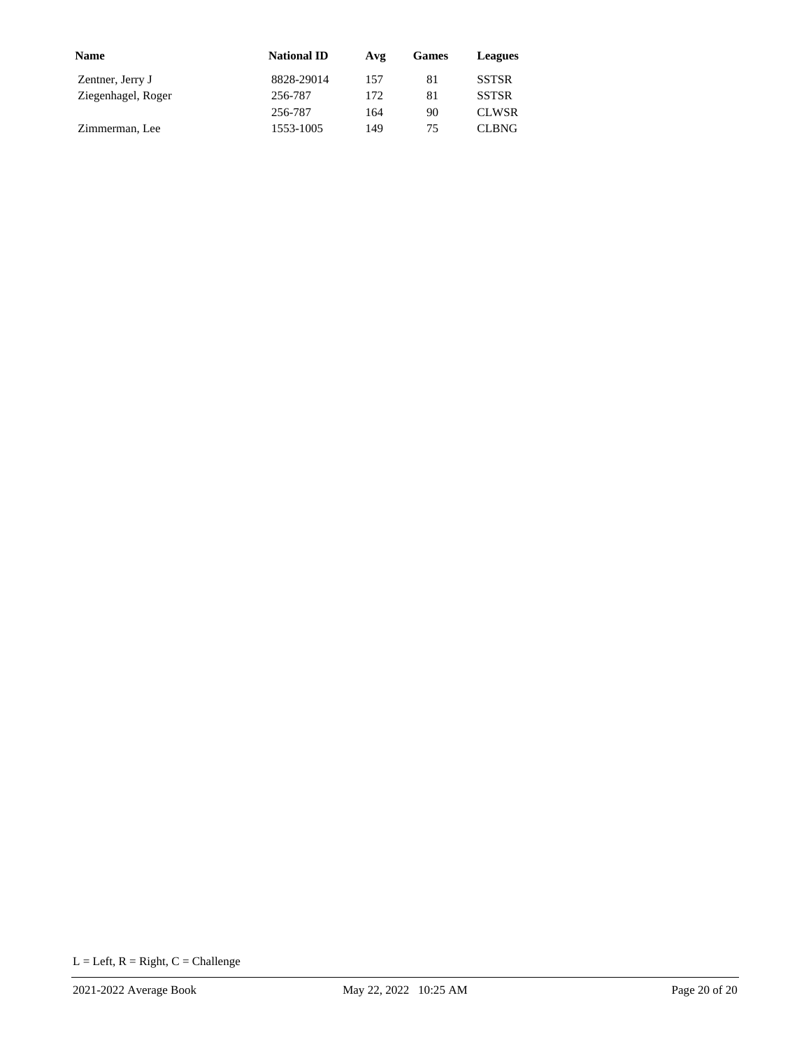| Name | National ID | Avg | Games | Leagues |
|---|---|---|---|---|
| Zentner, Jerry J | 8828-29014 | 157 | 81 | SSTSR |
| Ziegenhagel, Roger | 256-787 | 172 | 81 | SSTSR |
| | 256-787 | 164 | 90 | CLWSR |
| Zimmerman, Lee | 1553-1005 | 149 | 75 | CLBNG |

L = Left, R = Right, C = Challenge